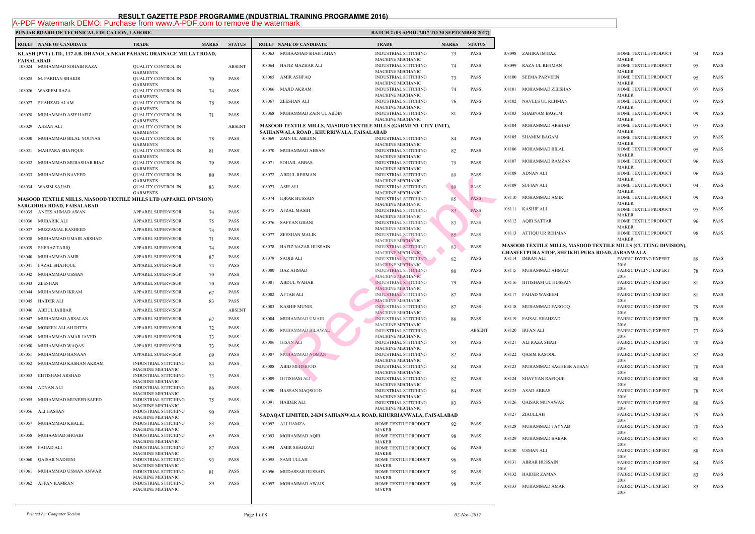# RESULT GAZETTE PSDF PROGRAMME (INDUSTRIAL TRAINING PROGRAMME 2016)

A-PDF Watermark DEMO: Purchase from www.A-PDF.com to remove the watermark

**PUNJAB BOARD OF TECHNICAL EDUCATION, LAHORE.** **BATCH 2 (03 APRIL 2017 TO 30 SEPTEMBER 2017)**

| ROLL# | NAME OF CANDIDATE | TRADE | MARKS | STATUS |
|---|---|---|---|---|
| **KLASH (PVT) LTD., 117 J.B. DHANOLA NEAR PAHANG DRAINAGE MILLAT ROAD, FAISALABAD** | | | | |
| 108024 | MUHAMMAD SOHAIB RAZA | QUALITY CONTROL IN GARMENTS | | ABSENT |
| 108025 | M. FARHAN SHAKIR | QUALITY CONTROL IN GARMENTS | 70 | PASS |
| 108026 | WASEEM RAZA | QUALITY CONTROL IN GARMENTS | 74 | PASS |
| 108027 | SHAHZAD ALAM | QUALITY CONTROL IN GARMENTS | 78 | PASS |
| 108028 | MUHAMMAD ASIF HAFIZ | QUALITY CONTROL IN GARMENTS | 71 | PASS |
| 108029 | AHSAN ALI | QUALITY CONTROL IN GARMENTS | | ABSENT |
| 108030 | MUHAMMAD BILAL YOUNAS | QUALITY CONTROL IN GARMENTS | 78 | PASS |
| 108031 | MAHPARA SHAFIQUE | QUALITY CONTROL IN GARMENTS | 81 | PASS |
| 108032 | MUHAMMAD MUBASHAR RIAZ | QUALITY CONTROL IN GARMENTS | 79 | PASS |
| 108033 | MUHAMMAD NAVEED | QUALITY CONTROL IN GARMENTS | 80 | PASS |
| 108034 | WASIM SAJJAD | QUALITY CONTROL IN GARMENTS | 83 | PASS |
| **MASOOD TEXTILE MILLS, MASOOD TEXTILE MILLS LTD (APPAREL DIVISION) SARGODHA ROAD, FAISALABAD** | | | | |
| 108035 | ANEES AHMAD AWAN | APPAREL SUPERVISOR | 74 | PASS |
| 108036 | MUBARIK ALI | APPAREL SUPERVISOR | 75 | PASS |
| 108037 | MUZZAMAL RASHEED | APPAREL SUPERVISOR | 74 | PASS |
| 108038 | MUHAMMAD UMAIR ARSHAD | APPAREL SUPERVISOR | 71 | PASS |
| 108039 | SHERAZ TARIQ | APPAREL SUPERVISOR | 74 | PASS |
| 108040 | MUHAMMAD AMIR | APPAREL SUPERVISOR | 87 | PASS |
| 108041 | FAZAL SHAFIQUE | APPAREL SUPERVISOR | 74 | PASS |
| 108042 | MUHAMMAD USMAN | APPAREL SUPERVISOR | 70 | PASS |
| 108043 | ZEESHAN | APPAREL SUPERVISOR | 70 | PASS |
| 108044 | MUHAMMAD IKRAM | APPAREL SUPERVISOR | 67 | PASS |
| 108045 | HAIDER ALI | APPAREL SUPERVISOR | 83 | PASS |
| 108046 | ABDUL JABBAR | APPAREL SUPERVISOR | | ABSENT |
| 108047 | MUHAMMAD ARSALAN | APPAREL SUPERVISOR | 67 | PASS |
| 108048 | MOBEEN ALLAH DITTA | APPAREL SUPERVISOR | 72 | PASS |
| 108049 | MUHAMMAD AMAR JAVED | APPAREL SUPERVISOR | 73 | PASS |
| 108050 | MUHAMMAD WAQAS | APPAREL SUPERVISOR | 73 | PASS |
| 108051 | MUHAMMAD HANAAN | APPAREL SUPERVISOR | 69 | PASS |
| 108052 | MUHAMMAD KASHAN AKRAM | INDUSTRIAL STITCHING MACHINE MECHANIC | 84 | PASS |
| 108053 | EHTISHAM ARSHAD | INDUSTRIAL STITCHING MACHINE MECHANIC | 73 | PASS |
| 108054 | ADNAN ALI | INDUSTRIAL STITCHING MACHINE MECHANIC | 86 | PASS |
| 108055 | MUHAMMAD MUNEEB SAEED | INDUSTRIAL STITCHING MACHINE MECHANIC | 75 | PASS |
| 108056 | ALI HASSAN | INDUSTRIAL STITCHING MACHINE MECHANIC | 90 | PASS |
| 108057 | MUHAMMAD KHALIL | INDUSTRIAL STITCHING MACHINE MECHANIC | 83 | PASS |
| 108058 | MUHAAMAD SHOAIB | INDUSTRIAL STITCHING MACHINE MECHANIC | 69 | PASS |
| 108059 | FAHAD ALI | INDUSTRIAL STITCHING MACHINE MECHANIC | 87 | PASS |
| 108060 | QAISAR NADEEM | INDUSTRIAL STITCHING MACHINE MECHANIC | 93 | PASS |
| 108061 | MUHAMMAD USMAN ANWAR | INDUSTRIAL STITCHING MACHINE MECHANIC | 81 | PASS |
| 108062 | AFFAN KAMRAN | INDUSTRIAL STITCHING MACHINE MECHANIC | 89 | PASS |
| 108063 | MUHAAMAD SHAH JAHAN | INDUSTRIAL STITCHING MACHINE MECHANIC | 73 | PASS |
| 108064 | HAFIZ MAZHAR ALI | INDUSTRIAL STITCHING MACHINE MECHANIC | 74 | PASS |
| 108065 | AMIR ASHFAQ | INDUSTRIAL STITCHING MACHINE MECHANIC | 73 | PASS |
| 108066 | MAJID AKRAM | INDUSTRIAL STITCHING MACHINE MECHANIC | 74 | PASS |
| 108067 | ZEESHAN ALI | INDUSTRIAL STITCHING MACHINE MECHANIC | 76 | PASS |
| 108068 | MUHAMMAD ZAIN UL ABDIN | INDUSTRIAL STITCHING MACHINE MECHANIC | 81 | PASS |
| **MASOOD TEXTILE MILLS, MASOOD TEXTILE MILLS (GARMENT CITY UNIT), SAHIANWALA ROAD , KHURRIWALA, FAISALABAD** | | | | |
| 108069 | ZAIN UL ABEDIN | INDUSTRIAL STITCHING MACHINE MECHANIC | 84 | PASS |
| 108070 | MUHAMMAD AHSAN | INDUSTRIAL STITCHING MACHINE MECHANIC | 82 | PASS |
| 108071 | SOHAIL ABBAS | INDUSTRIAL STITCHING MACHINE MECHANIC | 79 | PASS |
| 108072 | ABDUL REHMAN | INDUSTRIAL STITCHING MACHINE MECHANIC | 89 | PASS |
| 108073 | ASIF ALI | INDUSTRIAL STITCHING MACHINE MECHANIC | 89 | PASS |
| 108074 | IQRAR HUSSAIN | INDUSTRIAL STITCHING MACHINE MECHANIC | 85 | PASS |
| 108075 | AFZAL MASIH | INDUSTRIAL STITCHING MACHINE MECHANIC | 83 | PASS |
| 108076 | SAFYAN GHANI | INDUSTRIAL STITCHING MACHINE MECHANIC | 83 | PASS |
| 108077 | ZEESHAN MALIK | INDUSTRIAL STITCHING MACHINE MECHANIC | 85 | PASS |
| 108078 | HAFIZ NAZAR HUSSAIN | INDUSTRIAL STITCHING MACHINE MECHANIC | 83 | PASS |
| 108079 | SAQIB ALI | INDUSTRIAL STITCHING MACHINE MECHANIC | 82 | PASS |
| 108080 | IJAZ AHMAD | INDUSTRIAL STITCHING MACHINE MECHANIC | 80 | PASS |
| 108081 | ABDUL WAHAB | INDUSTRIAL STITCHING MACHINE MECHANIC | 79 | PASS |
| 108082 | AFTAB ALI | INDUSTRIAL STITCHING MACHINE MECHANIC | 87 | PASS |
| 108083 | KASHIF MUNIR | INDUSTRIAL STITCHING MACHINE MECHANIC | 87 | PASS |
| 108084 | MUHAMMAD UMAIR | INDUSTRIAL STITCHING MACHINE MECHANIC | 86 | PASS |
| 108085 | MUHAMMAD BILAWAL | INDUSTRIAL STITCHING MACHINE MECHANIC | | ABSENT |
| 108086 | IHSAN ALI | INDUSTRIAL STITCHING MACHINE MECHANIC | 83 | PASS |
| 108087 | MUHAMMAD NOMAN | INDUSTRIAL STITCHING MACHINE MECHANIC | 82 | PASS |
| 108088 | ABID MEHMOOD | INDUSTRIAL STITCHING MACHINE MECHANIC | 84 | PASS |
| 108089 | IHTISHAM ALI | INDUSTRIAL STITCHING MACHINE MECHANIC | 82 | PASS |
| 108090 | HASSAN MAQSOOD | INDUSTRIAL STITCHING MACHINE MECHANIC | 84 | PASS |
| 108091 | HAIDER ALI | INDUSTRIAL STITCHING MACHINE MECHANIC | 83 | PASS |
| **SADAQAT LIMITED, 2-KM SAHIANWALA ROAD, KHURRIANWALA, FAISALABAD** | | | | |
| 108092 | ALI HAMZA | HOME TEXTILE PRODUCT MAKER | 92 | PASS |
| 108093 | MOHAMMAD AQIB | HOME TEXTILE PRODUCT MAKER | 98 | PASS |
| 108094 | AMIR SHAHZAD | HOME TEXTILE PRODUCT MAKER | 96 | PASS |
| 108095 | SAMI ULLAH | HOME TEXTILE PRODUCT MAKER | 96 | PASS |
| 108096 | MUDASSAR HUSSAIN | HOME TEXTILE PRODUCT MAKER | 95 | PASS |
| 108097 | MOHAMMAD AWAIS | HOME TEXTILE PRODUCT MAKER | 98 | PASS |
| 108098 | ZAHIRA IMTIAZ | HOME TEXTILE PRODUCT MAKER | 94 | PASS |
| 108099 | RAZA UL REHMAN | HOME TEXTILE PRODUCT MAKER | 95 | PASS |
| 108100 | SEEMA PARVEEN | HOME TEXTILE PRODUCT MAKER | 95 | PASS |
| 108101 | MOHAMMAD ZEESHAN | HOME TEXTILE PRODUCT MAKER | 97 | PASS |
| 108102 | NAVEES UL REHMAN | HOME TEXTILE PRODUCT MAKER | 95 | PASS |
| 108103 | SHABNAM BAGUM | HOME TEXTILE PRODUCT MAKER | 99 | PASS |
| 108104 | MOHAMMAD ARSHAD | HOME TEXTILE PRODUCT MAKER | 95 | PASS |
| 108105 | SHAMIM BAGAM | HOME TEXTILE PRODUCT MAKER | 97 | PASS |
| 108106 | MOHAMMAD BILAL | HOME TEXTILE PRODUCT MAKER | 95 | PASS |
| 108107 | MOHAMMAD RAMZAN | HOME TEXTILE PRODUCT MAKER | 96 | PASS |
| 108108 | ADNAN ALI | HOME TEXTILE PRODUCT MAKER | 96 | PASS |
| 108109 | SUFIAN ALI | HOME TEXTILE PRODUCT MAKER | 94 | PASS |
| 108110 | MOHAMMAD AMIR | HOME TEXTILE PRODUCT MAKER | 99 | PASS |
| 108111 | KASHIF ALI | HOME TEXTILE PRODUCT MAKER | 95 | PASS |
| 108112 | AQIB SATTAR | HOME TEXTILE PRODUCT MAKER | 96 | PASS |
| 108113 | ATTIQU UR REHMAN | HOME TEXTILE PRODUCT MAKER | 98 | PASS |
| **MASOOD TEXTILE MILLS, MASOOD TEXTILE MILLS (CUTTING DIVISION), GHASEETPURA STOP, SHEIKHUPURA ROAD, JARANWALA** | | | | |
| 108114 | IMRAN ALI | FABRIC DYEING EXPERT 2016 | 89 | PASS |
| 108115 | MUHAMMAD AHMAD | FABRIC DYEING EXPERT 2016 | 78 | PASS |
| 108116 | IHTISHAM UL HUSSAIN | FABRIC DYEING EXPERT 2016 | 81 | PASS |
| 108117 | FAHAD WASEEM | FABRIC DYEING EXPERT 2016 | 81 | PASS |
| 108118 | MUHAMMAD FAROOQ | FABRIC DYEING EXPERT 2016 | 79 | PASS |
| 108119 | FAISAL SHAHZAD | FABRIC DYEING EXPERT 2016 | 78 | PASS |
| 108120 | IRFAN ALI | FABRIC DYEING EXPERT 2016 | 77 | PASS |
| 108121 | ALI RAZA SHAH | FABRIC DYEING EXPERT 2016 | 78 | PASS |
| 108122 | QASIM RASOOL | FABRIC DYEING EXPERT 2016 | 82 | PASS |
| 108123 | MUHAMMAD SAGHEER AHSAN | FABRIC DYEING EXPERT 2016 | 78 | PASS |
| 108124 | SHAYYAN RAFIQUE | FABRIC DYEING EXPERT 2016 | 80 | PASS |
| 108125 | ASAD ABBAS | FABRIC DYEING EXPERT 2016 | 78 | PASS |
| 108126 | QAISAR MUNAWAR | FABRIC DYEING EXPERT 2016 | 80 | PASS |
| 108127 | ZIAULLAH | FABRIC DYEING EXPERT 2016 | 79 | PASS |
| 108128 | MUHAMMAD TAYYAB | FABRIC DYEING EXPERT 2016 | 78 | PASS |
| 108129 | MUHAMMAD BABAR | FABRIC DYEING EXPERT 2016 | 81 | PASS |
| 108130 | USMAN ALI | FABRIC DYEING EXPERT 2016 | 88 | PASS |
| 108131 | ABRAR HUSSAIN | FABRIC DYEING EXPERT 2016 | 84 | PASS |
| 108132 | HAIDER ZAMAN | FABRIC DYEING EXPERT 2016 | 83 | PASS |
| 108133 | MUHAMMAD AMAR | FABRIC DYEING EXPERT 2016 | 83 | PASS |

*Printed by: Computer Section* *02-Nov-2017*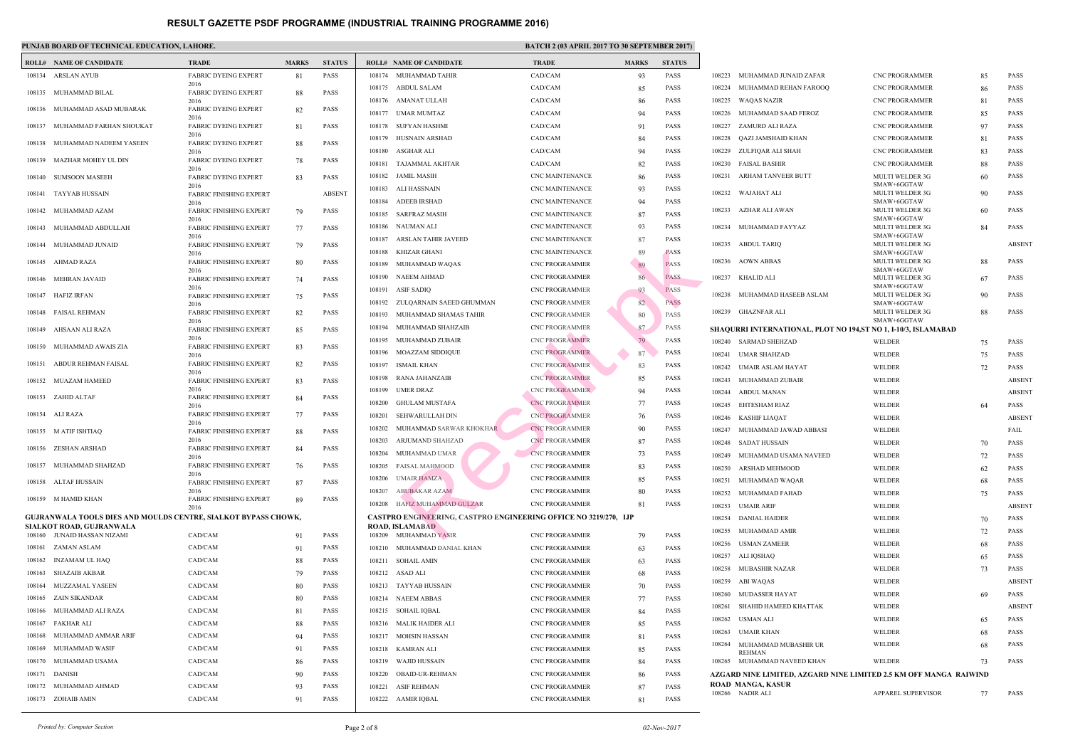# RESULT GAZETTE PSDF PROGRAMME (INDUSTRIAL TRAINING PROGRAMME 2016)

**PUNJAB BOARD OF TECHNICAL EDUCATION, LAHORE.**

**BATCH 2 (03 APRIL 2017 TO 30 SEPTEMBER 2017)**

| ROLL# | NAME OF CANDIDATE | TRADE | MARKS | STATUS |
|---|---|---|---|---|
| 108134 | ARSLAN AYUB | FABRIC DYEING EXPERT 2016 | 81 | PASS |
| 108135 | MUHAMMAD BILAL | FABRIC DYEING EXPERT 2016 | 88 | PASS |
| 108136 | MUHAMMAD ASAD MUBARAK | FABRIC DYEING EXPERT 2016 | 82 | PASS |
| 108137 | MUHAMMAD FARHAN SHOUKAT | FABRIC DYEING EXPERT 2016 | 81 | PASS |
| 108138 | MUHAMMAD NADEEM YASEEN | FABRIC DYEING EXPERT 2016 | 88 | PASS |
| 108139 | MAZHAR MOHEY UL DIN | FABRIC DYEING EXPERT 2016 | 78 | PASS |
| 108140 | SUMSOON MASEEH | FABRIC DYEING EXPERT 2016 | 83 | PASS |
| 108141 | TAYYAB HUSSAIN | FABRIC FINISHING EXPERT 2016 | | ABSENT |
| 108142 | MUHAMMAD AZAM | FABRIC FINISHING EXPERT 2016 | 79 | PASS |
| 108143 | MUHAMMAD ABDULLAH | FABRIC FINISHING EXPERT 2016 | 77 | PASS |
| 108144 | MUHAMMAD JUNAID | FABRIC FINISHING EXPERT 2016 | 79 | PASS |
| 108145 | AHMAD RAZA | FABRIC FINISHING EXPERT 2016 | 80 | PASS |
| 108146 | MEHRAN JAVAID | FABRIC FINISHING EXPERT 2016 | 74 | PASS |
| 108147 | HAFIZ IRFAN | FABRIC FINISHING EXPERT 2016 | 75 | PASS |
| 108148 | FAISAL REHMAN | FABRIC FINISHING EXPERT 2016 | 82 | PASS |
| 108149 | AHSAAN ALI RAZA | FABRIC FINISHING EXPERT 2016 | 85 | PASS |
| 108150 | MUHAMMAD AWAIS ZIA | FABRIC FINISHING EXPERT 2016 | 83 | PASS |
| 108151 | ABDUR REHMAN FAISAL | FABRIC FINISHING EXPERT 2016 | 82 | PASS |
| 108152 | MUAZAM HAMEED | FABRIC FINISHING EXPERT 2016 | 83 | PASS |
| 108153 | ZAHID ALTAF | FABRIC FINISHING EXPERT 2016 | 84 | PASS |
| 108154 | ALI RAZA | FABRIC FINISHING EXPERT 2016 | 77 | PASS |
| 108155 | M ATIF ISHTIAQ | FABRIC FINISHING EXPERT 2016 | 88 | PASS |
| 108156 | ZESHAN ARSHAD | FABRIC FINISHING EXPERT 2016 | 84 | PASS |
| 108157 | MUHAMMAD SHAHZAD | FABRIC FINISHING EXPERT 2016 | 76 | PASS |
| 108158 | ALTAF HUSSAIN | FABRIC FINISHING EXPERT 2016 | 87 | PASS |
| 108159 | M HAMID KHAN | FABRIC FINISHING EXPERT 2016 | 89 | PASS |

**GUJRANWALA TOOLS DIES AND MOULDS CENTRE, SIALKOT BYPASS CHOWK, SIALKOT ROAD, GUJRANWALA**

| ROLL# | NAME OF CANDIDATE | TRADE | MARKS | STATUS |
|---|---|---|---|---|
| 108160 | JUNAID HASSAN NIZAMI | CAD/CAM | 91 | PASS |
| 108161 | ZAMAN ASLAM | CAD/CAM | 91 | PASS |
| 108162 | INZAMAM UL HAQ | CAD/CAM | 88 | PASS |
| 108163 | SHAZAIB AKBAR | CAD/CAM | 79 | PASS |
| 108164 | MUZZAMAL YASEEN | CAD/CAM | 80 | PASS |
| 108165 | ZAIN SIKANDAR | CAD/CAM | 80 | PASS |
| 108166 | MUHAMMAD ALI RAZA | CAD/CAM | 81 | PASS |
| 108167 | FAKHAR ALI | CAD/CAM | 88 | PASS |
| 108168 | MUHAMMAD AMMAR ARIF | CAD/CAM | 94 | PASS |
| 108169 | MUHAMMAD WASIF | CAD/CAM | 91 | PASS |
| 108170 | MUHAMMAD USAMA | CAD/CAM | 86 | PASS |
| 108171 | DANISH | CAD/CAM | 90 | PASS |
| 108172 | MUHAMMAD AHMAD | CAD/CAM | 93 | PASS |
| 108173 | ZOHAIB AMIN | CAD/CAM | 91 | PASS |
| 108174 | MUHAMMAD TAHIR | CAD/CAM | 93 | PASS |
| 108175 | ABDUL SALAM | CAD/CAM | 85 | PASS |
| 108176 | AMANAT ULLAH | CAD/CAM | 86 | PASS |
| 108177 | UMAR MUMTAZ | CAD/CAM | 94 | PASS |
| 108178 | SUFYAN HASHMI | CAD/CAM | 91 | PASS |
| 108179 | HUSNAIN ARSHAD | CAD/CAM | 84 | PASS |
| 108180 | ASGHAR ALI | CAD/CAM | 94 | PASS |
| 108181 | TAJAMMAL AKHTAR | CAD/CAM | 82 | PASS |
| 108182 | JAMIL MASIH | CNC MAINTENANCE | 86 | PASS |
| 108183 | ALI HASSNAIN | CNC MAINTENANCE | 93 | PASS |
| 108184 | ADEEB IRSHAD | CNC MAINTENANCE | 94 | PASS |
| 108185 | SARFRAZ MASIH | CNC MAINTENANCE | 87 | PASS |
| 108186 | NAUMAN ALI | CNC MAINTENANCE | 93 | PASS |
| 108187 | ARSLAN TAHIR JAVEED | CNC MAINTENANCE | 87 | PASS |
| 108188 | KHIZAR GHANI | CNC MAINTENANCE | 89 | PASS |
| 108189 | MUHAMMAD WAQAS | CNC PROGRAMMER | 89 | PASS |
| 108190 | NAEEM AHMAD | CNC PROGRAMMER | 86 | PASS |
| 108191 | ASIF SADIQ | CNC PROGRAMMER | 93 | PASS |
| 108192 | ZULQARNAIN SAEED GHUMMAN | CNC PROGRAMMER | 82 | PASS |
| 108193 | MUHAMMAD SHAMAS TAHIR | CNC PROGRAMMER | 80 | PASS |
| 108194 | MUHAMMAD SHAHZAIB | CNC PROGRAMMER | 87 | PASS |
| 108195 | MUHAMMAD ZUBAIR | CNC PROGRAMMER | 79 | PASS |
| 108196 | MOAZZAM SIDDIQUE | CNC PROGRAMMER | 87 | PASS |
| 108197 | ISMAIL KHAN | CNC PROGRAMMER | 83 | PASS |
| 108198 | RANA JAHANZAIB | CNC PROGRAMMER | 85 | PASS |
| 108199 | UMER DRAZ | CNC PROGRAMMER | 94 | PASS |
| 108200 | GHULAM MUSTAFA | CNC PROGRAMMER | 77 | PASS |
| 108201 | SEHWARULLAH DIN | CNC PROGRAMMER | 76 | PASS |
| 108202 | MUHAMMAD SARWAR KHOKHAR | CNC PROGRAMMER | 90 | PASS |
| 108203 | ARJUMAND SHAHZAD | CNC PROGRAMMER | 87 | PASS |
| 108204 | MUHAMMAD UMAR | CNC PROGRAMMER | 73 | PASS |
| 108205 | FAISAL MAHMOOD | CNC PROGRAMMER | 83 | PASS |
| 108206 | UMAIR HAMZA | CNC PROGRAMMER | 85 | PASS |
| 108207 | ABUBAKAR AZAM | CNC PROGRAMMER | 80 | PASS |
| 108208 | HAFIZ MUHAMMAD GULZAR | CNC PROGRAMMER | 81 | PASS |

**CASTPRO ENGINEERING, CASTPRO ENGINEERING OFFICE NO 3219/270, IJP ROAD, ISLAMABAD**

| ROLL# | NAME OF CANDIDATE | TRADE | MARKS | STATUS |
|---|---|---|---|---|
| 108209 | MUHAMMAD YASIR | CNC PROGRAMMER | 79 | PASS |
| 108210 | MUHAMMAD DANIAL KHAN | CNC PROGRAMMER | 63 | PASS |
| 108211 | SOHAIL AMIN | CNC PROGRAMMER | 63 | PASS |
| 108212 | ASAD ALI | CNC PROGRAMMER | 68 | PASS |
| 108213 | TAYYAB HUSSAIN | CNC PROGRAMMER | 70 | PASS |
| 108214 | NAEEM ABBAS | CNC PROGRAMMER | 77 | PASS |
| 108215 | SOHAIL IQBAL | CNC PROGRAMMER | 84 | PASS |
| 108216 | MALIK HAIDER ALI | CNC PROGRAMMER | 85 | PASS |
| 108217 | MOHSIN HASSAN | CNC PROGRAMMER | 81 | PASS |
| 108218 | KAMRAN ALI | CNC PROGRAMMER | 85 | PASS |
| 108219 | WAJID HUSSAIN | CNC PROGRAMMER | 84 | PASS |
| 108220 | OBAID-UR-REHMAN | CNC PROGRAMMER | 86 | PASS |
| 108221 | ASIF REHMAN | CNC PROGRAMMER | 87 | PASS |
| 108222 | AAMIR IQBAL | CNC PROGRAMMER | 81 | PASS |
| 108223 | MUHAMMAD JUNAID ZAFAR | CNC PROGRAMMER | 85 | PASS |
| 108224 | MUHAMMAD REHAN FAROOQ | CNC PROGRAMMER | 86 | PASS |
| 108225 | WAQAS NAZIR | CNC PROGRAMMER | 81 | PASS |
| 108226 | MUHAMMAD SAAD FEROZ | CNC PROGRAMMER | 85 | PASS |
| 108227 | ZAMURD ALI RAZA | CNC PROGRAMMER | 97 | PASS |
| 108228 | QAZI JAMSHAID KHAN | CNC PROGRAMMER | 81 | PASS |
| 108229 | ZULFIQAR ALI SHAH | CNC PROGRAMMER | 83 | PASS |
| 108230 | FAISAL BASHIR | CNC PROGRAMMER | 88 | PASS |
| 108231 | ARHAM TANVEER BUTT | MULTI WELDER 3G SMAW+6GGTAW | 60 | PASS |
| 108232 | WAJAHAT ALI | MULTI WELDER 3G SMAW+6GGTAW | 90 | PASS |
| 108233 | AZHAR ALI AWAN | MULTI WELDER 3G SMAW+6GGTAW | 60 | PASS |
| 108234 | MUHAMMAD FAYYAZ | MULTI WELDER 3G SMAW+6GGTAW | 84 | PASS |
| 108235 | ABDUL TARIQ | MULTI WELDER 3G SMAW+6GGTAW | | ABSENT |
| 108236 | AOWN ABBAS | MULTI WELDER 3G SMAW+6GGTAW | 88 | PASS |
| 108237 | KHALID ALI | MULTI WELDER 3G SMAW+6GGTAW | 67 | PASS |
| 108238 | MUHAMMAD HASEEB ASLAM | MULTI WELDER 3G SMAW+6GGTAW | 90 | PASS |
| 108239 | GHAZNFAR ALI | MULTI WELDER 3G SMAW+6GGTAW | 88 | PASS |

**SHAQURRI INTERNATIONAL, PLOT NO 194,ST NO 1, I-10/3, ISLAMABAD**

| ROLL# | NAME OF CANDIDATE | TRADE | MARKS | STATUS |
|---|---|---|---|---|
| 108240 | SARMAD SHEHZAD | WELDER | 75 | PASS |
| 108241 | UMAR SHAHZAD | WELDER | 75 | PASS |
| 108242 | UMAIR ASLAM HAYAT | WELDER | 72 | PASS |
| 108243 | MUHAMMAD ZUBAIR | WELDER | | ABSENT |
| 108244 | ABDUL MANAN | WELDER | | ABSENT |
| 108245 | EHTESHAM RIAZ | WELDER | 64 | PASS |
| 108246 | KASHIF LIAQAT | WELDER | | ABSENT |
| 108247 | MUHAMMAD JAWAD ABBASI | WELDER | | FAIL |
| 108248 | SADAT HUSSAIN | WELDER | 70 | PASS |
| 108249 | MUHAMMAD USAMA NAVEED | WELDER | 72 | PASS |
| 108250 | ARSHAD MEHMOOD | WELDER | 62 | PASS |
| 108251 | MUHAMMAD WAQAR | WELDER | 68 | PASS |
| 108252 | MUHAMMAD FAHAD | WELDER | 75 | PASS |
| 108253 | UMAIR ARIF | WELDER | | ABSENT |
| 108254 | DANIAL HAIDER | WELDER | 70 | PASS |
| 108255 | MUHAMMAD AMIR | WELDER | 72 | PASS |
| 108256 | USMAN ZAMEER | WELDER | 68 | PASS |
| 108257 | ALI IQSHAQ | WELDER | 65 | PASS |
| 108258 | MUBASHIR NAZAR | WELDER | 73 | PASS |
| 108259 | ABI WAQAS | WELDER | | ABSENT |
| 108260 | MUDASSER HAYAT | WELDER | 69 | PASS |
| 108261 | SHAHID HAMEED KHATTAK | WELDER | | ABSENT |
| 108262 | USMAN ALI | WELDER | 65 | PASS |
| 108263 | UMAIR KHAN | WELDER | 68 | PASS |
| 108264 | MUHAMMAD MUBASHIR UR REHMAN | WELDER | 68 | PASS |
| 108265 | MUHAMMAD NAVEED KHAN | WELDER | 73 | PASS |

**AZGARD NINE LIMITED, AZGARD NINE LIMITED 2.5 KM OFF MANGA RAIWIND ROAD MANGA, KASUR**

| ROLL# | NAME OF CANDIDATE | TRADE | MARKS | STATUS |
|---|---|---|---|---|
| 108266 | NADIR ALI | APPAREL SUPERVISOR | 77 | PASS |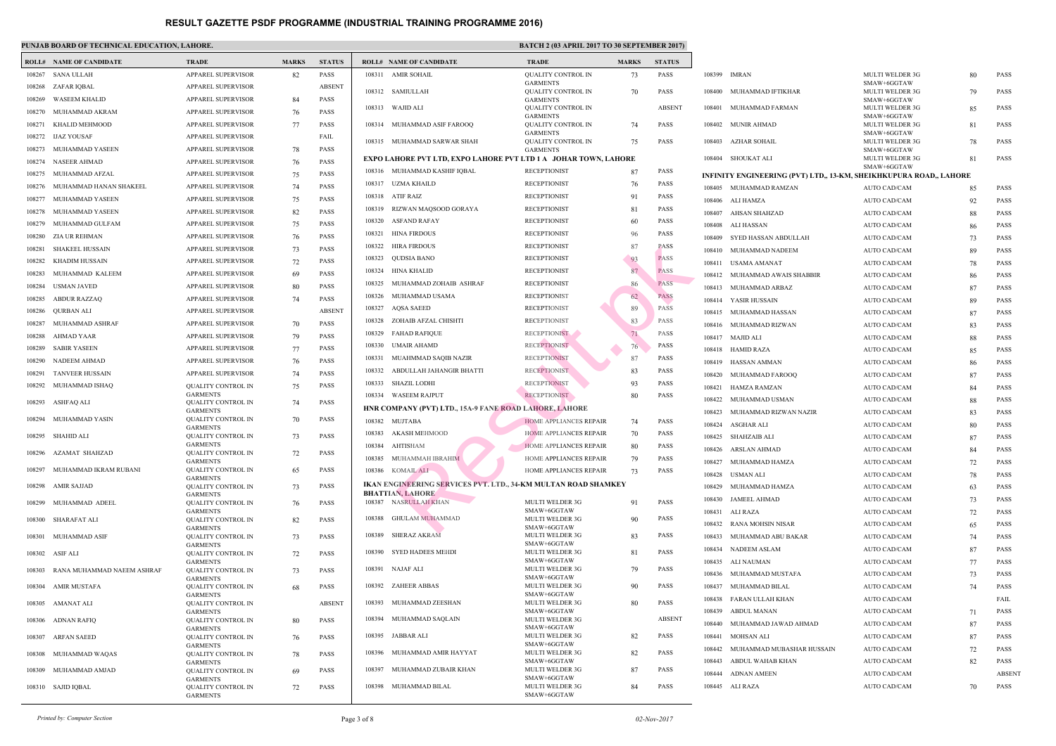# RESULT GAZETTE PSDF PROGRAMME (INDUSTRIAL TRAINING PROGRAMME 2016)

**PUNJAB BOARD OF TECHNICAL EDUCATION, LAHORE.**

**BATCH 2 (03 APRIL 2017 TO 30 SEPTEMBER 2017)**

| ROLL# | NAME OF CANDIDATE | TRADE | MARKS | STATUS |
|---|---|---|---|---|
| 108267 | SANA ULLAH | APPAREL SUPERVISOR | 82 | PASS |
| 108268 | ZAFAR IQBAL | APPAREL SUPERVISOR | | ABSENT |
| 108269 | WASEEM KHALID | APPAREL SUPERVISOR | 84 | PASS |
| 108270 | MUHAMMAD AKRAM | APPAREL SUPERVISOR | 76 | PASS |
| 108271 | KHALID MEHMOOD | APPAREL SUPERVISOR | 77 | PASS |
| 108272 | IJAZ YOUSAF | APPAREL SUPERVISOR | | FAIL |
| 108273 | MUHAMMAD YASEEN | APPAREL SUPERVISOR | 78 | PASS |
| 108274 | NASEER AHMAD | APPAREL SUPERVISOR | 76 | PASS |
| 108275 | MUHAMMAD AFZAL | APPAREL SUPERVISOR | 75 | PASS |
| 108276 | MUHAMMAD HANAN SHAKEEL | APPAREL SUPERVISOR | 74 | PASS |
| 108277 | MUHAMMAD YASEEN | APPAREL SUPERVISOR | 75 | PASS |
| 108278 | MUHAMMAD YASEEN | APPAREL SUPERVISOR | 82 | PASS |
| 108279 | MUHAMMAD GULFAM | APPAREL SUPERVISOR | 75 | PASS |
| 108280 | ZIA UR REHMAN | APPAREL SUPERVISOR | 76 | PASS |
| 108281 | SHAKEEL HUSSAIN | APPAREL SUPERVISOR | 73 | PASS |
| 108282 | KHADIM HUSSAIN | APPAREL SUPERVISOR | 72 | PASS |
| 108283 | MUHAMMAD KALEEM | APPAREL SUPERVISOR | 69 | PASS |
| 108284 | USMAN JAVED | APPAREL SUPERVISOR | 80 | PASS |
| 108285 | ABDUR RAZZAQ | APPAREL SUPERVISOR | 74 | PASS |
| 108286 | QURBAN ALI | APPAREL SUPERVISOR | | ABSENT |
| 108287 | MUHAMMAD ASHRAF | APPAREL SUPERVISOR | 70 | PASS |
| 108288 | AHMAD YAAR | APPAREL SUPERVISOR | 79 | PASS |
| 108289 | SABIR YASEEN | APPAREL SUPERVISOR | 77 | PASS |
| 108290 | NADEEM AHMAD | APPAREL SUPERVISOR | 76 | PASS |
| 108291 | TANVEER HUSSAIN | APPAREL SUPERVISOR | 74 | PASS |
| 108292 | MUHAMMAD ISHAQ | QUALITY CONTROL IN GARMENTS | 75 | PASS |
| 108293 | ASHFAQ ALI | QUALITY CONTROL IN GARMENTS | 74 | PASS |
| 108294 | MUHAMMAD YASIN | QUALITY CONTROL IN GARMENTS | 70 | PASS |
| 108295 | SHAHID ALI | QUALITY CONTROL IN GARMENTS | 73 | PASS |
| 108296 | AZAMAT SHAHZAD | QUALITY CONTROL IN GARMENTS | 72 | PASS |
| 108297 | MUHAMMAD IKRAM RUBANI | QUALITY CONTROL IN GARMENTS | 65 | PASS |
| 108298 | AMIR SAJJAD | QUALITY CONTROL IN GARMENTS | 73 | PASS |
| 108299 | MUHAMMAD ADEEL | QUALITY CONTROL IN GARMENTS | 76 | PASS |
| 108300 | SHARAFAT ALI | QUALITY CONTROL IN GARMENTS | 82 | PASS |
| 108301 | MUHAMMAD ASIF | QUALITY CONTROL IN GARMENTS | 73 | PASS |
| 108302 | ASIF ALI | QUALITY CONTROL IN GARMENTS | 72 | PASS |
| 108303 | RANA MUHAMMAD NAEEM ASHRAF | QUALITY CONTROL IN GARMENTS | 73 | PASS |
| 108304 | AMIR MUSTAFA | QUALITY CONTROL IN GARMENTS | 68 | PASS |
| 108305 | AMANAT ALI | QUALITY CONTROL IN GARMENTS | | ABSENT |
| 108306 | ADNAN RAFIQ | QUALITY CONTROL IN GARMENTS | 80 | PASS |
| 108307 | ARFAN SAEED | QUALITY CONTROL IN GARMENTS | 76 | PASS |
| 108308 | MUHAMMAD WAQAS | QUALITY CONTROL IN GARMENTS | 78 | PASS |
| 108309 | MUHAMMAD AMJAD | QUALITY CONTROL IN GARMENTS | 69 | PASS |
| 108310 | SAJID IQBAL | QUALITY CONTROL IN GARMENTS | 72 | PASS |
| 108311 | AMIR SOHAIL | QUALITY CONTROL IN GARMENTS | 73 | PASS |
| 108312 | SAMIULLAH | QUALITY CONTROL IN GARMENTS | 70 | PASS |
| 108313 | WAJID ALI | QUALITY CONTROL IN GARMENTS | | ABSENT |
| 108314 | MUHAMMAD ASIF FAROOQ | QUALITY CONTROL IN GARMENTS | 74 | PASS |
| 108315 | MUHAMMAD SARWAR SHAH | QUALITY CONTROL IN GARMENTS | 75 | PASS |

**EXPO LAHORE PVT LTD, EXPO LAHORE PVT LTD 1 A JOHAR TOWN, LAHORE**

| ROLL# | NAME OF CANDIDATE | TRADE | MARKS | STATUS |
|---|---|---|---|---|
| 108316 | MUHAMMAD KASHIF IQBAL | RECEPTIONIST | 87 | PASS |
| 108317 | UZMA KHAILD | RECEPTIONIST | 76 | PASS |
| 108318 | ATIF RAIZ | RECEPTIONIST | 91 | PASS |
| 108319 | RIZWAN MAQSOOD GORAYA | RECEPTIONIST | 81 | PASS |
| 108320 | ASFAND RAFAY | RECEPTIONIST | 60 | PASS |
| 108321 | HINA FIRDOUS | RECEPTIONIST | 96 | PASS |
| 108322 | HIRA FIRDOUS | RECEPTIONIST | 87 | PASS |
| 108323 | QUDSIA BANO | RECEPTIONIST | 93 | PASS |
| 108324 | HINA KHALID | RECEPTIONIST | 87 | PASS |
| 108325 | MUHAMMAD ZOHAIB ASHRAF | RECEPTIONIST | 86 | PASS |
| 108326 | MUHAMMAD USAMA | RECEPTIONIST | 62 | PASS |
| 108327 | AQSA SAEED | RECEPTIONIST | 89 | PASS |
| 108328 | ZOHAIB AFZAL CHISHTI | RECEPTIONIST | 83 | PASS |
| 108329 | FAHAD RAFIQUE | RECEPTIONIST | 71 | PASS |
| 108330 | UMAIR AHAMD | RECEPTIONIST | 76 | PASS |
| 108331 | MUAHMMAD SAQIB NAZIR | RECEPTIONIST | 87 | PASS |
| 108332 | ABDULLAH JAHANGIR BHATTI | RECEPTIONIST | 83 | PASS |
| 108333 | SHAZIL LODHI | RECEPTIONIST | 93 | PASS |
| 108334 | WASEEM RAJPUT | RECEPTIONIST | 80 | PASS |

**HNR COMPANY (PVT) LTD., 15A-9 FANE ROAD LAHORE, LAHORE**

| ROLL# | NAME OF CANDIDATE | TRADE | MARKS | STATUS |
|---|---|---|---|---|
| 108382 | MUJTABA | HOME APPLIANCES REPAIR | 74 | PASS |
| 108383 | AKASH MEHMOOD | HOME APPLIANCES REPAIR | 70 | PASS |
| 108384 | AHTISHAM | HOME APPLIANCES REPAIR | 80 | PASS |
| 108385 | MUHAMMAH IBRAHIM | HOME APPLIANCES REPAIR | 79 | PASS |
| 108386 | KOMAIL ALI | HOME APPLIANCES REPAIR | 73 | PASS |

**IKAN ENGINEERING SERVICES PVT. LTD., 34-KM MULTAN ROAD SHAMKEY BHATTIAN, LAHORE**

| ROLL# | NAME OF CANDIDATE | TRADE | MARKS | STATUS |
|---|---|---|---|---|
| 108387 | NASRULLAH KHAN | MULTI WELDER 3G SMAW+6GGTAW | 91 | PASS |
| 108388 | GHULAM MUHAMMAD | MULTI WELDER 3G SMAW+6GGTAW | 90 | PASS |
| 108389 | SHERAZ AKRAM | MULTI WELDER 3G SMAW+6GGTAW | 83 | PASS |
| 108390 | SYED HADEES MEHDI | MULTI WELDER 3G SMAW+6GGTAW | 81 | PASS |
| 108391 | NAJAF ALI | MULTI WELDER 3G SMAW+6GGTAW | 79 | PASS |
| 108392 | ZAHEER ABBAS | MULTI WELDER 3G SMAW+6GGTAW | 90 | PASS |
| 108393 | MUHAMMAD ZEESHAN | MULTI WELDER 3G SMAW+6GGTAW | 80 | PASS |
| 108394 | MUHAMMAD SAQLAIN | MULTI WELDER 3G SMAW+6GGTAW | | ABSENT |
| 108395 | JABBAR ALI | MULTI WELDER 3G SMAW+6GGTAW | 82 | PASS |
| 108396 | MUHAMMAD AMIR HAYYAT | MULTI WELDER 3G SMAW+6GGTAW | 82 | PASS |
| 108397 | MUHAMMAD ZUBAIR KHAN | MULTI WELDER 3G SMAW+6GGTAW | 87 | PASS |
| 108398 | MUHAMMAD BILAL | MULTI WELDER 3G SMAW+6GGTAW | 84 | PASS |
| 108399 | IMRAN | MULTI WELDER 3G SMAW+6GGTAW | 80 | PASS |
| 108400 | MUHAMMAD IFTIKHAR | MULTI WELDER 3G SMAW+6GGTAW | 79 | PASS |
| 108401 | MUHAMMAD FARMAN | MULTI WELDER 3G SMAW+6GGTAW | 85 | PASS |
| 108402 | MUNIR AHMAD | MULTI WELDER 3G SMAW+6GGTAW | 81 | PASS |
| 108403 | AZHAR SOHAIL | MULTI WELDER 3G SMAW+6GGTAW | 78 | PASS |
| 108404 | SHOUKAT ALI | MULTI WELDER 3G SMAW+6GGTAW | 81 | PASS |

**INFINITY ENGINEERING (PVT) LTD,, 13-KM, SHEIKHKUPURA ROAD,, LAHORE**

| ROLL# | NAME OF CANDIDATE | TRADE | MARKS | STATUS |
|---|---|---|---|---|
| 108405 | MUHAMMAD RAMZAN | AUTO CAD/CAM | 85 | PASS |
| 108406 | ALI HAMZA | AUTO CAD/CAM | 92 | PASS |
| 108407 | AHSAN SHAHZAD | AUTO CAD/CAM | 88 | PASS |
| 108408 | ALI HASSAN | AUTO CAD/CAM | 86 | PASS |
| 108409 | SYED HASSAN ABDULLAH | AUTO CAD/CAM | 73 | PASS |
| 108410 | MUHAMMAD NADEEM | AUTO CAD/CAM | 89 | PASS |
| 108411 | USAMA AMANAT | AUTO CAD/CAM | 78 | PASS |
| 108412 | MUHAMMAD AWAIS SHABBIR | AUTO CAD/CAM | 86 | PASS |
| 108413 | MUHAMMAD ARBAZ | AUTO CAD/CAM | 87 | PASS |
| 108414 | YASIR HUSSAIN | AUTO CAD/CAM | 89 | PASS |
| 108415 | MUHAMMAD HASSAN | AUTO CAD/CAM | 87 | PASS |
| 108416 | MUHAMMAD RIZWAN | AUTO CAD/CAM | 83 | PASS |
| 108417 | MAJID ALI | AUTO CAD/CAM | 88 | PASS |
| 108418 | HAMID RAZA | AUTO CAD/CAM | 85 | PASS |
| 108419 | HASSAN AMMAN | AUTO CAD/CAM | 86 | PASS |
| 108420 | MUHAMMAD FAROOQ | AUTO CAD/CAM | 87 | PASS |
| 108421 | HAMZA RAMZAN | AUTO CAD/CAM | 84 | PASS |
| 108422 | MUHAMMAD USMAN | AUTO CAD/CAM | 88 | PASS |
| 108423 | MUHAMMAD RIZWAN NAZIR | AUTO CAD/CAM | 83 | PASS |
| 108424 | ASGHAR ALI | AUTO CAD/CAM | 80 | PASS |
| 108425 | SHAHZAIB ALI | AUTO CAD/CAM | 87 | PASS |
| 108426 | ARSLAN AHMAD | AUTO CAD/CAM | 84 | PASS |
| 108427 | MUHAMMAD HAMZA | AUTO CAD/CAM | 72 | PASS |
| 108428 | USMAN ALI | AUTO CAD/CAM | 78 | PASS |
| 108429 | MUHAMMAD HAMZA | AUTO CAD/CAM | 63 | PASS |
| 108430 | JAMEEL AHMAD | AUTO CAD/CAM | 73 | PASS |
| 108431 | ALI RAZA | AUTO CAD/CAM | 72 | PASS |
| 108432 | RANA MOHSIN NISAR | AUTO CAD/CAM | 65 | PASS |
| 108433 | MUHAMMAD ABU BAKAR | AUTO CAD/CAM | 74 | PASS |
| 108434 | NADEEM ASLAM | AUTO CAD/CAM | 87 | PASS |
| 108435 | ALI NAUMAN | AUTO CAD/CAM | 77 | PASS |
| 108436 | MUHAMMAD MUSTAFA | AUTO CAD/CAM | 73 | PASS |
| 108437 | MUHAMMAD BILAL | AUTO CAD/CAM | 74 | PASS |
| 108438 | FARAN ULLAH KHAN | AUTO CAD/CAM | | FAIL |
| 108439 | ABDUL MANAN | AUTO CAD/CAM | 71 | PASS |
| 108440 | MUHAMMAD JAWAD AHMAD | AUTO CAD/CAM | 87 | PASS |
| 108441 | MOHSAN ALI | AUTO CAD/CAM | 87 | PASS |
| 108442 | MUHAMMAD MUBASHAR HUSSAIN | AUTO CAD/CAM | 72 | PASS |
| 108443 | ABDUL WAHAB KHAN | AUTO CAD/CAM | 82 | PASS |
| 108444 | ADNAN AMEEN | AUTO CAD/CAM | | ABSENT |
| 108445 | ALI RAZA | AUTO CAD/CAM | 70 | PASS |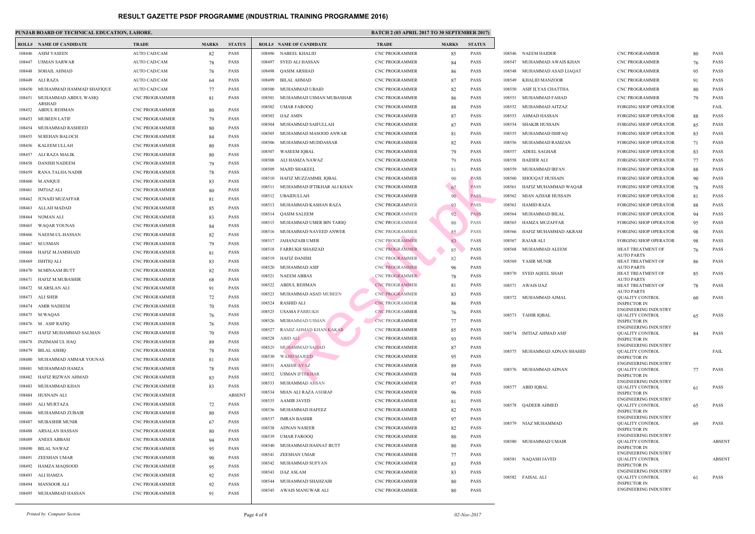# RESULT GAZETTE PSDF PROGRAMME (INDUSTRIAL TRAINING PROGRAMME 2016)

**PUNJAB BOARD OF TECHNICAL EDUCATION, LAHORE.**

**BATCH 2 (03 APRIL 2017 TO 30 SEPTEMBER 2017)**

| ROLL# | NAME OF CANDIDATE | TRADE | MARKS | STATUS |
|---|---|---|---|---|
| 108446 | ASIM YASEEN | AUTO CAD/CAM | 82 | PASS |
| 108447 | USMAN SARWAR | AUTO CAD/CAM | 78 | PASS |
| 108448 | SOHAIL AHMAD | AUTO CAD/CAM | 76 | PASS |
| 108449 | ALI RAZA | AUTO CAD/CAM | 64 | PASS |
| 108450 | MUHAMMAD HAMMAD SHAFIQUE | AUTO CAD/CAM | 77 | PASS |
| 108451 | MUHAMMAD ABDUL WASIQ ARSHAD | CNC PROGRAMMER | 81 | PASS |
| 108452 | ABDUL REHMAN | CNC PROGRAMMER | 80 | PASS |
| 108453 | MUBEEN LATIF | CNC PROGRAMMER | 79 | PASS |
| 108454 | MUHAMMAD RASHEED | CNC PROGRAMMER | 80 | PASS |
| 108455 | M.REHAN BALOCH | CNC PROGRAMMER | 84 | PASS |
| 108456 | KALEEM ULLAH | CNC PROGRAMMER | 80 | PASS |
| 108457 | ALI RAZA MALIK | CNC PROGRAMMER | 80 | PASS |
| 108458 | DANISH NADEEM | CNC PROGRAMMER | 79 | PASS |
| 108459 | RANA TALHA NADIR | CNC PROGRAMMER | 78 | PASS |
| 108460 | M.ANIQUE | CNC PROGRAMMER | 83 | PASS |
| 108461 | IMTIAZ ALI | CNC PROGRAMMER | 80 | PASS |
| 108462 | JUNAID MUZAFFAR | CNC PROGRAMMER | 81 | PASS |
| 108463 | ALLAH MADAD | CNC PROGRAMMER | 85 | PASS |
| 108464 | NOMAN ALI | CNC PROGRAMMER | 83 | PASS |
| 108465 | WAQAR YOUNAS | CNC PROGRAMMER | 84 | PASS |
| 108466 | NAEEM-UL-HASSAN | CNC PROGRAMMER | 82 | PASS |
| 108467 | M.USMAN | CNC PROGRAMMER | 79 | PASS |
| 108468 | HAFIZ M.JAMSHAID | CNC PROGRAMMER | 81 | PASS |
| 108469 | ISHTIQ ALI | CNC PROGRAMMER | 83 | PASS |
| 108470 | M.MINAAM BUTT | CNC PROGRAMMER | 82 | PASS |
| 108471 | HAFIZ M.MUBASHIR | CNC PROGRAMMER | 68 | PASS |
| 108472 | M.ARSLAN ALI | CNC PROGRAMMER | 91 | PASS |
| 108473 | ALI SHER | CNC PROGRAMMER | 72 | PASS |
| 108474 | AMIR NADEEM | CNC PROGRAMMER | 70 | PASS |
| 108475 | M.WAQAS | CNC PROGRAMMER | 76 | PASS |
| 108476 | M . ASIF RAFIQ | CNC PROGRAMMER | 76 | PASS |
| 108477 | HAFIZ MUHAMMAD SALMAN | CNC PROGRAMMER | 70 | PASS |
| 108478 | INZIMAM UL HAQ | CNC PROGRAMMER | 89 | PASS |
| 108479 | BILAL ASHIQ | CNC PROGRAMMER | 78 | PASS |
| 108480 | MUHAMMAD AMMAR YOUNAS | CNC PROGRAMMER | 81 | PASS |
| 108481 | MUHAMMAD HAMZA | CNC PROGRAMMER | 78 | PASS |
| 108482 | HAFIZ RIZWAN AHMAD | CNC PROGRAMMER | 83 | PASS |
| 108483 | MUHAMMAD KHAN | CNC PROGRAMMER | 83 | PASS |
| 108484 | HUSNAIN ALI | CNC PROGRAMMER | | ABSENT |
| 108485 | ALI MURTAZA | CNC PROGRAMMER | 72 | PASS |
| 108486 | MUHAMMAD ZUBAIR | CNC PROGRAMMER | 80 | PASS |
| 108487 | MUBASHIR MUNIR | CNC PROGRAMMER | 67 | PASS |
| 108488 | ARSALAN HASSAN | CNC PROGRAMMER | 80 | PASS |
| 108489 | ANEES ABBASI | CNC PROGRAMMER | 94 | PASS |
| 108490 | BILAL NAWAZ | CNC PROGRAMMER | 95 | PASS |
| 108491 | ZEESHAN UMAR | CNC PROGRAMMER | 90 | PASS |
| 108492 | HAMZA MAQSOOD | CNC PROGRAMMER | 95 | PASS |
| 108493 | ALI HAMZA | CNC PROGRAMMER | 92 | PASS |
| 108494 | MANSOOR ALI | CNC PROGRAMMER | 92 | PASS |
| 108495 | MUHAMMAD HASSAN | CNC PROGRAMMER | 91 | PASS |
| 108496 | NABEEL KHALID | CNC PROGRAMMER | 85 | PASS |
| 108497 | SYED ALI HASSAN | CNC PROGRAMMER | 84 | PASS |
| 108498 | QASIM ARSHAD | CNC PROGRAMMER | 86 | PASS |
| 108499 | BILAL AHMAD | CNC PROGRAMMER | 87 | PASS |
| 108500 | MUHAMMAD UBAID | CNC PROGRAMMER | 82 | PASS |
| 108501 | MUHAMMAD USMAN MUBASHAR | CNC PROGRAMMER | 86 | PASS |
| 108502 | UMAR FAROOQ | CNC PROGRAMMER | 88 | PASS |
| 108503 | IJAZ AMIN | CNC PROGRAMMER | 87 | PASS |
| 108504 | MUHAMMAD SAIFULLAH | CNC PROGRAMMER | 87 | PASS |
| 108505 | MUHAMMAD MASOOD ANWAR | CNC PROGRAMMER | 81 | PASS |
| 108506 | MUHAMMAD MUDDASSAR | CNC PROGRAMMER | 82 | PASS |
| 108507 | WASEEM IQBAL | CNC PROGRAMMER | 79 | PASS |
| 108508 | ALI HAMZA NAWAZ | CNC PROGRAMMER | 79 | PASS |
| 108509 | MAJID SHAKEEL | CNC PROGRAMMER | 81 | PASS |
| 108510 | HAFIZ MUZZAMMIL IQBAL | CNC PROGRAMMER | 90 | PASS |
| 108511 | MUHAMMAD IFTIKHAR ALI KHAN | CNC PROGRAMMER | 67 | PASS |
| 108512 | UBAIDULLAH | CNC PROGRAMMER | 90 | PASS |
| 108513 | MUHAMMAD KASHAN RAZA | CNC PROGRAMMER | 93 | PASS |
| 108514 | QASIM SALEEM | CNC PROGRAMMER | 92 | PASS |
| 108515 | MUHAMMAD UMER BIN TARIQ | CNC PROGRAMMER | 80 | PASS |
| 108516 | MUHAMMAD NAVEED ANWER | CNC PROGRAMMER | 85 | PASS |
| 108517 | JAHANZAIB UMER | CNC PROGRAMMER | 83 | PASS |
| 108518 | FARRUKH SHAHZAD | CNC PROGRAMMER | 85 | PASS |
| 108519 | HAFIZ DANISH | CNC PROGRAMMER | 82 | PASS |
| 108520 | MUHAMMAD ASIF | CNC PROGRAMMER | 96 | PASS |
| 108521 | NAEEM ABBAS | CNC PROGRAMMER | 78 | PASS |
| 108522 | ABDUL REHMAN | CNC PROGRAMMER | 81 | PASS |
| 108523 | MUHAMMAD ASAD MUBEEN | CNC PROGRAMMER | 83 | PASS |
| 108524 | RASHID ALI | CNC PROGRAMMER | 86 | PASS |
| 108525 | USAMA FARRUKH | CNC PROGRAMMER | 76 | PASS |
| 108526 | MUHAMMAD USMAN | CNC PROGRAMMER | 77 | PASS |
| 108527 | RAMIZ AHMAD KHAN KAKAR | CNC PROGRAMMER | 85 | PASS |
| 108528 | ABID ALI | CNC PROGRAMMER | 93 | PASS |
| 108529 | MUHAMMAD SAJJAD | CNC PROGRAMMER | 87 | PASS |
| 108530 | WAJID MAJEED | CNC PROGRAMMER | 95 | PASS |
| 108531 | AASHIR AYAZ | CNC PROGRAMMER | 89 | PASS |
| 108532 | USMAN IFTEKHAR | CNC PROGRAMMER | 94 | PASS |
| 108533 | MUHAMMAD AHSAN | CNC PROGRAMMER | 97 | PASS |
| 108534 | MIAN ALI RAZA ASHRAF | CNC PROGRAMMER | 96 | PASS |
| 108535 | AAMIR JAVED | CNC PROGRAMMER | 81 | PASS |
| 108536 | MUHAMMAD HAFEEZ | CNC PROGRAMMER | 82 | PASS |
| 108537 | IMRAN BASHIR | CNC PROGRAMMER | 97 | PASS |
| 108538 | ADNAN NASEER | CNC PROGRAMMER | 82 | PASS |
| 108539 | UMAR FAROOQ | CNC PROGRAMMER | 80 | PASS |
| 108540 | MUHAMMAD HASNAT BUTT | CNC PROGRAMMER | 80 | PASS |
| 108541 | ZEESHAN UMAR | CNC PROGRAMMER | 77 | PASS |
| 108542 | MUHAMMAD SUFYAN | CNC PROGRAMMER | 83 | PASS |
| 108543 | IJAZ ASLAM | CNC PROGRAMMER | 83 | PASS |
| 108544 | MUHAMMAD SHAHZAIB | CNC PROGRAMMER | 80 | PASS |
| 108545 | AWAIS MANUWAR ALI | CNC PROGRAMMER | 80 | PASS |
| 108546 | NAEEM HAIDER | CNC PROGRAMMER | 80 | PASS |
| 108547 | MUHAMMAD AWAIS KHAN | CNC PROGRAMMER | 76 | PASS |
| 108548 | MUHAMMAD ASAD LIAQAT | CNC PROGRAMMER | 95 | PASS |
| 108549 | KHALID MANZOOR | CNC PROGRAMMER | 91 | PASS |
| 108550 | ASIF ILYAS CHATTHA | CNC PROGRAMMER | 80 | PASS |
| 108551 | MUHAMMAD FAHAD | CNC PROGRAMMER | 79 | PASS |
| 108552 | MUHAMMAD AITZAZ | FORGING SHOP OPERATOR | | FAIL |
| 108553 | AHMAD HASSAN | FORGING SHOP OPERATOR | 88 | PASS |
| 108554 | SHAKIR HUSSAIN | FORGING SHOP OPERATOR | 85 | PASS |
| 108555 | MUHAMMAD ISHFAQ | FORGING SHOP OPERATOR | 83 | PASS |
| 108556 | MUHAMMAD RAMZAN | FORGING SHOP OPERATOR | 71 | PASS |
| 108557 | ADEEL SAGHAR | FORGING SHOP OPERATOR | 83 | PASS |
| 108558 | HAIDER ALI | FORGING SHOP OPERATOR | 77 | PASS |
| 108559 | MUHAMMAD IRFAN | FORGING SHOP OPERATOR | 88 | PASS |
| 108560 | SHOUQAT HUSSAIN | FORGING SHOP OPERATOR | 90 | PASS |
| 108561 | HAFIZ MUHAMMAD WAQAR | FORGING SHOP OPERATOR | 78 | PASS |
| 108562 | MIAN AZHAR HUSSAIN | FORGING SHOP OPERATOR | 81 | PASS |
| 108563 | HAMID RAZA | FORGING SHOP OPERATOR | 88 | PASS |
| 108564 | MUHAMMAD BILAL | FORGING SHOP OPERATOR | 94 | PASS |
| 108565 | HAMZA MUZAFFAR | FORGING SHOP OPERATOR | 95 | PASS |
| 108566 | HAFIZ MUHAMMAD AKRAM | FORGING SHOP OPERATOR | 98 | PASS |
| 108567 | RAJAB ALI | FORGING SHOP OPERATOR | 98 | PASS |
| 108568 | MUHAMMAD ALEEM | HEAT TREATMENT OF AUTO PARTS | 76 | PASS |
| 108569 | YASIR MUNIR | HEAT TREATMENT OF AUTO PARTS | 86 | PASS |
| 108570 | SYED AQEEL SHAH | HEAT TREATMENT OF AUTO PARTS | 85 | PASS |
| 108571 | AWAIS IJAZ | HEAT TREATMENT OF AUTO PARTS | 78 | PASS |
| 108572 | MUHAMMAD AJMAL | QUALITY CONTROL INSPECTOR IN ENGINEERING INDUSTRY | 60 | PASS |
| 108573 | TAHIR IQBAL | QUALITY CONTROL INSPECTOR IN ENGINEERING INDUSTRY | 65 | PASS |
| 108574 | IMTIAZ AHMAD ASIF | QUALITY CONTROL INSPECTOR IN ENGINEERING INDUSTRY | 84 | PASS |
| 108575 | MUHAMMAD ADNAN SHAHID | QUALITY CONTROL INSPECTOR IN ENGINEERING INDUSTRY | | FAIL |
| 108576 | MUHAMMAD ADNAN | QUALITY CONTROL INSPECTOR IN ENGINEERING INDUSTRY | 77 | PASS |
| 108577 | ABID IQBAL | QUALITY CONTROL INSPECTOR IN ENGINEERING INDUSTRY | 61 | PASS |
| 108578 | QADEER AHMED | QUALITY CONTROL INSPECTOR IN ENGINEERING INDUSTRY | 65 | PASS |
| 108579 | NIAZ MUHAMMAD | QUALITY CONTROL INSPECTOR IN ENGINEERING INDUSTRY | 69 | PASS |
| 108580 | MUHAMMAD UMAIR | QUALITY CONTROL INSPECTOR IN ENGINEERING INDUSTRY | | ABSENT |
| 108581 | NAQASH JAVED | QUALITY CONTROL INSPECTOR IN ENGINEERING INDUSTRY | | ABSENT |
| 108582 | FAISAL ALI | QUALITY CONTROL INSPECTOR IN ENGINEERING INDUSTRY | 61 | PASS |

*Printed by: Computer Section* | *02-Nov-2017*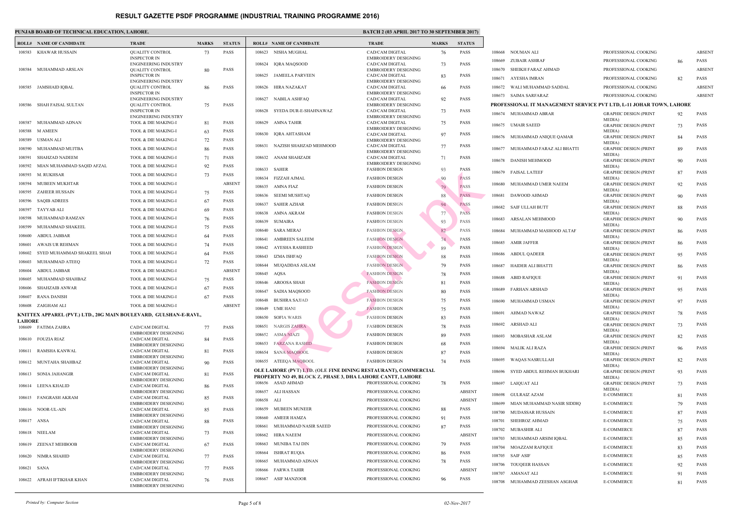# RESULT GAZETTE PSDF PROGRAMME (INDUSTRIAL TRAINING PROGRAMME 2016)

**PUNJAB BOARD OF TECHNICAL EDUCATION, LAHORE.** | **BATCH 2 (03 APRIL 2017 TO 30 SEPTEMBER 2017)**

| ROLL# | NAME OF CANDIDATE | TRADE | MARKS | STATUS |
|---|---|---|---|---|
| 108583 | KHAWAR HUSSAIN | QUALITY CONTROL INSPECTOR IN ENGINEERING INDUSTRY | 73 | PASS |
| 108584 | MUHAMMAD ARSLAN | QUALITY CONTROL INSPECTOR IN ENGINEERING INDUSTRY | 80 | PASS |
| 108585 | JAMSHAID IQBAL | QUALITY CONTROL INSPECTOR IN ENGINEERING INDUSTRY | 86 | PASS |
| 108586 | SHAH FAISAL SULTAN | QUALITY CONTROL INSPECTOR IN ENGINEERING INDUSTRY | 75 | PASS |
| 108587 | MUHAMMAD ADNAN | TOOL & DIE MAKING-I | 81 | PASS |
| 108588 | M AMEEN | TOOL & DIE MAKING-I | 63 | PASS |
| 108589 | USMAN ALI | TOOL & DIE MAKING-I | 72 | PASS |
| 108590 | MUHAMMAD MUJTBA | TOOL & DIE MAKING-I | 86 | PASS |
| 108591 | SHAHZAD NADEEM | TOOL & DIE MAKING-I | 71 | PASS |
| 108592 | MIAN MUHAMMAD SAQID AFZAL | TOOL & DIE MAKING-I | 92 | PASS |
| 108593 | M. RUKHSAR | TOOL & DIE MAKING-I | 73 | PASS |
| 108594 | MUBEEN MUKHTAR | TOOL & DIE MAKING-I | | ABSENT |
| 108595 | ZAHEER HUSSAIN | TOOL & DIE MAKING-I | 75 | PASS |
| 108596 | SAQIB ADREES | TOOL & DIE MAKING-I | 67 | PASS |
| 108597 | TAYYAB ALI | TOOL & DIE MAKING-I | 69 | PASS |
| 108598 | MUHAMMAD RAMZAN | TOOL & DIE MAKING-I | 76 | PASS |
| 108599 | MUHAMMAD SHAKEEL | TOOL & DIE MAKING-I | 75 | PASS |
| 108600 | ABDUL JABBAR | TOOL & DIE MAKING-I | 64 | PASS |
| 108601 | AWAIS UR REHMAN | TOOL & DIE MAKING-I | 74 | PASS |
| 108602 | SYED MUHAMMAD SHAKEEL SHAH | TOOL & DIE MAKING-I | 64 | PASS |
| 108603 | MUHAMMAD ATEEQ | TOOL & DIE MAKING-I | 72 | PASS |
| 108604 | ABDUL JABBAR | TOOL & DIE MAKING-I | | ABSENT |
| 108605 | MUHAMMAD SHAHBAZ | TOOL & DIE MAKING-I | 75 | PASS |
| 108606 | SHAHZAIB ANWAR | TOOL & DIE MAKING-I | 67 | PASS |
| 108607 | RANA DANISH | TOOL & DIE MAKING-I | 67 | PASS |
| 108608 | ZAIGHAM ALI | TOOL & DIE MAKING-I | | ABSENT |

**KNITTEX APPAREL (PVT.) LTD., 20G MAIN BOULEVARD, GULSHAN-E-RAVI., LAHORE**

| ROLL# | NAME OF CANDIDATE | TRADE | MARKS | STATUS |
|---|---|---|---|---|
| 108609 | FATIMA ZAHRA | CAD/CAM DIGITAL EMBROIDERY DESIGNING | 77 | PASS |
| 108610 | FOUZIA RIAZ | CAD/CAM DIGITAL EMBROIDERY DESIGNING | 84 | PASS |
| 108611 | RAMSHA KANWAL | CAD/CAM DIGITAL EMBROIDERY DESIGNING | 81 | PASS |
| 108612 | MUNTAHA SHAHBAZ | CAD/CAM DIGITAL EMBROIDERY DESIGNING | 90 | PASS |
| 108613 | SONIA JAHANGIR | CAD/CAM DIGITAL EMBROIDERY DESIGNING | 81 | PASS |
| 108614 | LEENA KHALID | CAD/CAM DIGITAL EMBROIDERY DESIGNING | 86 | PASS |
| 108615 | FANGRASH AKRAM | CAD/CAM DIGITAL EMBROIDERY DESIGNING | 85 | PASS |
| 108616 | NOOR-UL-AIN | CAD/CAM DIGITAL EMBROIDERY DESIGNING | 85 | PASS |
| 108617 | ANSA | CAD/CAM DIGITAL EMBROIDERY DESIGNING | 88 | PASS |
| 108618 | NEELAM | CAD/CAM DIGITAL EMBROIDERY DESIGNING | 73 | PASS |
| 108619 | ZEENAT MEHBOOB | CAD/CAM DIGITAL EMBROIDERY DESIGNING | 67 | PASS |
| 108620 | NIMRA SHAHID | CAD/CAM DIGITAL EMBROIDERY DESIGNING | 77 | PASS |
| 108621 | SANA | CAD/CAM DIGITAL EMBROIDERY DESIGNING | 77 | PASS |
| 108622 | AFRAH IFTIKHAR KHAN | CAD/CAM DIGITAL EMBROIDERY DESIGNING | 76 | PASS |
| 108623 | NISHA MUGHAL | CAD/CAM DIGITAL EMBROIDERY DESIGNING | 76 | PASS |
| 108624 | IQRA MAQSOOD | CAD/CAM DIGITAL EMBROIDERY DESIGNING | 73 | PASS |
| 108625 | JAMEELA PARVEEN | CAD/CAM DIGITAL EMBROIDERY DESIGNING | 83 | PASS |
| 108626 | HIRA NAZAKAT | CAD/CAM DIGITAL EMBROIDERY DESIGNING | 66 | PASS |
| 108627 | NABILA ASHFAQ | CAD/CAM DIGITAL EMBROIDERY DESIGNING | 92 | PASS |
| 108628 | SYEDA DUR-E-SHAHNAWAZ | CAD/CAM DIGITAL EMBROIDERY DESIGNING | 73 | PASS |
| 108629 | AMNA TAHIR | CAD/CAM DIGITAL EMBROIDERY DESIGNING | 75 | PASS |
| 108630 | IQRA AHTASHAM | CAD/CAM DIGITAL EMBROIDERY DESIGNING | 97 | PASS |
| 108631 | NAZISH SHAHZAD MEHMOOD | CAD/CAM DIGITAL EMBROIDERY DESIGNING | 77 | PASS |
| 108632 | ANAM SHAHZADI | CAD/CAM DIGITAL EMBROIDERY DESIGNING | 71 | PASS |
| 108633 | SAHER | FASHION DESIGN | 93 | PASS |
| 108634 | FIZZAH AJMAL | FASHION DESIGN | 90 | PASS |
| 108635 | AMNA FIAZ | FASHION DESIGN | 79 | PASS |
| 108636 | SEEMI MUSHTAQ | FASHION DESIGN | 88 | PASS |
| 108637 | SAHER AZHAR | FASHION DESIGN | 94 | PASS |
| 108638 | AMNA AKRAM | FASHION DESIGN | 77 | PASS |
| 108639 | SUMAIRA | FASHION DESIGN | 93 | PASS |
| 108640 | SARA MERAJ | FASHION DESIGN | 82 | PASS |
| 108641 | AMBREEN SALEEM | FASHION DESIGN | 74 | PASS |
| 108642 | AYESHA RASHEED | FASHION DESIGN | 89 | PASS |
| 108643 | IZMA ISHFAQ | FASHION DESIGN | 88 | PASS |
| 108644 | MUQADDAS ASLAM | FASHION DESIGN | 79 | PASS |
| 108645 | AQSA | FASHION DESIGN | 78 | PASS |
| 108646 | AROOSA SHAH | FASHION DESIGN | 81 | PASS |
| 108647 | SADIA MAQSOOD | FASHION DESIGN | 80 | PASS |
| 108648 | BUSHRA SAJJAD | FASHION DESIGN | 75 | PASS |
| 108649 | UME HANI | FASHION DESIGN | 75 | PASS |
| 108650 | SOFIA WARIS | FASHION DESIGN | 83 | PASS |
| 108651 | NARGIS ZAHRA | FASHION DESIGN | 78 | PASS |
| 108652 | ASMA NIAZI | FASHION DESIGN | 89 | PASS |
| 108653 | FARZANA RASHID | FASHION DESIGN | 68 | PASS |
| 108654 | SANA MAQBOOL | FASHION DESIGN | 87 | PASS |
| 108655 | ATEEQA MAQBOOL | FASHION DESIGN | 74 | PASS |

**OLE LAHORE (PVT) LTD. (OLE FINE DINING RESTAURANT), COMMERCIAL PROPERTY NO 49, BLOCK Z, PHASE 3, DHA LAHORE CANTT, LAHORE**

| ROLL# | NAME OF CANDIDATE | TRADE | MARKS | STATUS |
|---|---|---|---|---|
| 108656 | ASAD AHMAD | PROFESSIONAL COOKING | 78 | PASS |
| 108657 | ALI HASSAN | PROFESSIONAL COOKING | | ABSENT |
| 108658 | ALI | PROFESSIONAL COOKING | | ABSENT |
| 108659 | MUBEEN MUNEER | PROFESSIONAL COOKING | 88 | PASS |
| 108660 | AMEER HAMZA | PROFESSIONAL COOKING | 91 | PASS |
| 108661 | MUHAMMAD NASIR SAEED | PROFESSIONAL COOKING | 87 | PASS |
| 108662 | HIRA NAEEM | PROFESSIONAL COOKING | | ABSENT |
| 108663 | MUNIBA TAJ DIN | PROFESSIONAL COOKING | 79 | PASS |
| 108664 | ISHRAT RUQIA | PROFESSIONAL COOKING | 86 | PASS |
| 108665 | MUHAMMAD ADNAN | PROFESSIONAL COOKING | 78 | PASS |
| 108666 | FARWA TAHIR | PROFESSIONAL COOKING | | ABSENT |
| 108667 | ASIF MANZOOR | PROFESSIONAL COOKING | 96 | PASS |
| 108668 | NOUMAN ALI | PROFESSIONAL COOKING | | ABSENT |
| 108669 | ZUBAIR ASHRAF | PROFESSIONAL COOKING | 86 | PASS |
| 108670 | SHEIKH FARAZ AHMAD | PROFESSIONAL COOKING | | ABSENT |
| 108671 | AYESHA IMRAN | PROFESSIONAL COOKING | 82 | PASS |
| 108672 | WALI MUHAMMAD SADDAL | PROFESSIONAL COOKING | | ABSENT |
| 108673 | SAIMA SARFARAZ | PROFESSIONAL COOKING | | ABSENT |

**PROFESSIONAL IT MANAGEMENT SERVICE PVT LTD, L-11 JOHAR TOWN, LAHORE**

| ROLL# | NAME OF CANDIDATE | TRADE | MARKS | STATUS |
|---|---|---|---|---|
| 108674 | MUHAMMAD ABRAR | GRAPHIC DESIGN (PRINT MEDIA) | 92 | PASS |
| 108675 | UMAIR SAEED | GRAPHIC DESIGN (PRINT MEDIA) | 73 | PASS |
| 108676 | MUHAMMAD ANIQUE QAMAR | GRAPHIC DESIGN (PRINT MEDIA) | 84 | PASS |
| 108677 | MUHAMMAD FARAZ ALI BHATTI | GRAPHIC DESIGN (PRINT MEDIA) | 89 | PASS |
| 108678 | DANISH MEHMOOD | GRAPHIC DESIGN (PRINT MEDIA) | 90 | PASS |
| 108679 | FAISAL LATEEF | GRAPHIC DESIGN (PRINT MEDIA) | 87 | PASS |
| 108680 | MUHAMMAD UMER NAEEM | GRAPHIC DESIGN (PRINT MEDIA) | 92 | PASS |
| 108681 | DAWOOD AHMAD | GRAPHIC DESIGN (PRINT MEDIA) | 90 | PASS |
| 108682 | SAIF ULLAH BUTT | GRAPHIC DESIGN (PRINT MEDIA) | 88 | PASS |
| 108683 | ARSALAN MEHMOOD | GRAPHIC DESIGN (PRINT MEDIA) | 90 | PASS |
| 108684 | MUHAMMAD MASHOOD ALTAF | GRAPHIC DESIGN (PRINT MEDIA) | 86 | PASS |
| 108685 | AMIR JAFFER | GRAPHIC DESIGN (PRINT MEDIA) | 86 | PASS |
| 108686 | ABDUL QADEER | GRAPHIC DESIGN (PRINT MEDIA) | 95 | PASS |
| 108687 | HAIDER ALI BHATTI | GRAPHIC DESIGN (PRINT MEDIA) | 86 | PASS |
| 108688 | ABID RAFIQUE | GRAPHIC DESIGN (PRINT MEDIA) | 91 | PASS |
| 108689 | FARHAN ARSHAD | GRAPHIC DESIGN (PRINT MEDIA) | 95 | PASS |
| 108690 | MUHAMMAD USMAN | GRAPHIC DESIGN (PRINT MEDIA) | 97 | PASS |
| 108691 | AHMAD NAWAZ | GRAPHIC DESIGN (PRINT MEDIA) | 78 | PASS |
| 108692 | ARSHAD ALI | GRAPHIC DESIGN (PRINT MEDIA) | 73 | PASS |
| 108693 | MOBASHAR ASLAM | GRAPHIC DESIGN (PRINT MEDIA) | 82 | PASS |
| 108694 | MALIK ALI RAZA | GRAPHIC DESIGN (PRINT MEDIA) | 96 | PASS |
| 108695 | WAQAS NASRULLAH | GRAPHIC DESIGN (PRINT MEDIA) | 82 | PASS |
| 108696 | SYED ABDUL REHMAN BUKHARI | GRAPHIC DESIGN (PRINT MEDIA) | 93 | PASS |
| 108697 | LAIQUAT ALI | GRAPHIC DESIGN (PRINT MEDIA) | 73 | PASS |
| 108698 | GULRAIZ AZAM | E-COMMERCE | 81 | PASS |
| 108699 | MIAN MUHAMMAD NASIR SIDDIQ | E-COMMERCE | 79 | PASS |
| 108700 | MUDASSAR HUSSAIN | E-COMMERCE | 87 | PASS |
| 108701 | SHEHROZ AHMAD | E-COMMERCE | 75 | PASS |
| 108702 | MUBASHIR ALI | E-COMMERCE | 87 | PASS |
| 108703 | MUHAMMAD ARSIM IQBAL | E-COMMERCE | 85 | PASS |
| 108704 | MOAZZAM RAFIQUE | E-COMMERCE | 83 | PASS |
| 108705 | SAIF ASIF | E-COMMERCE | 85 | PASS |
| 108706 | TOUQEER HASSAN | E-COMMERCE | 92 | PASS |
| 108707 | AMANAT ALI | E-COMMERCE | 91 | PASS |
| 108708 | MUHAMMAD ZEESHAN ASGHAR | E-COMMERCE | 81 | PASS |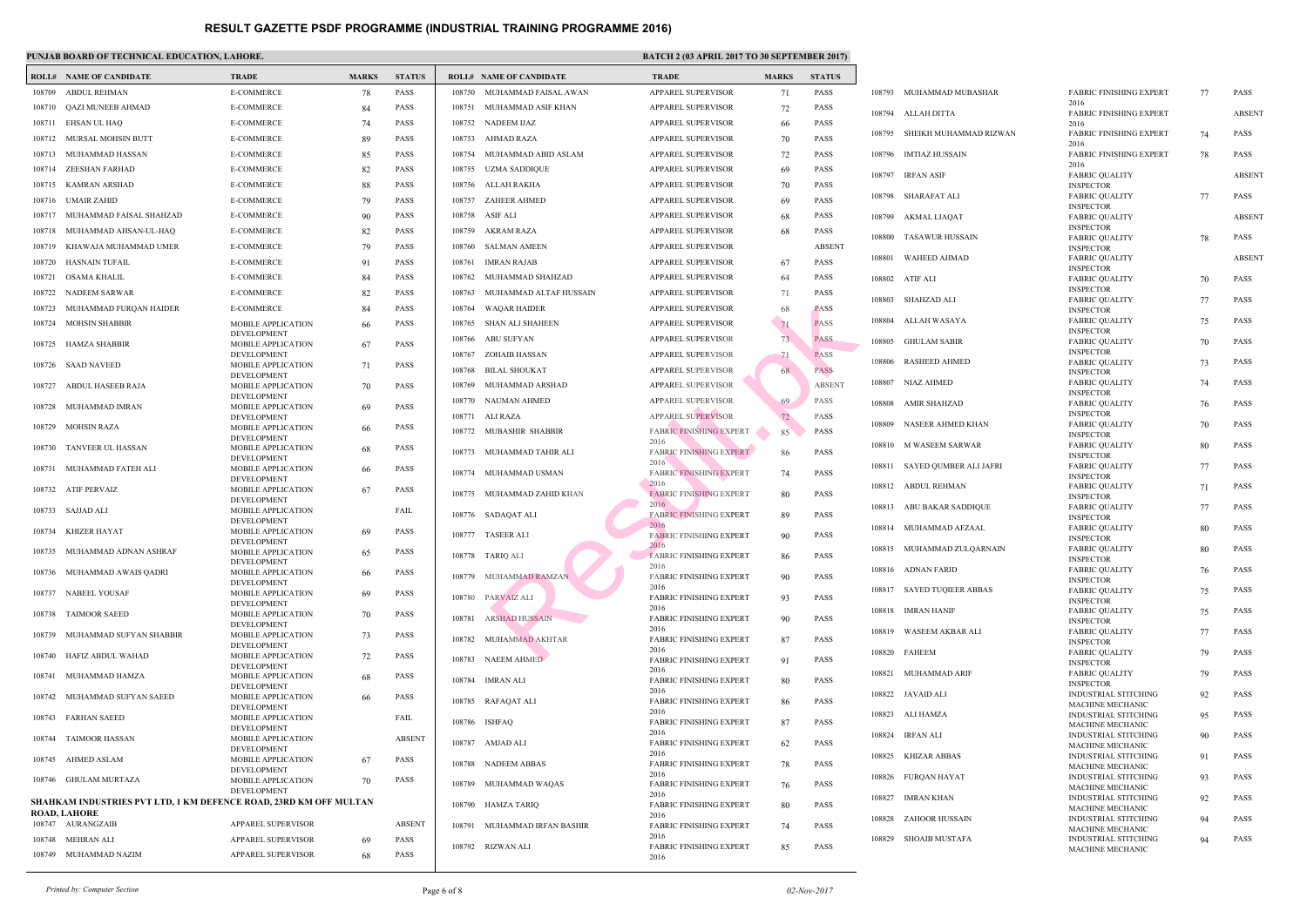# RESULT GAZETTE PSDF PROGRAMME (INDUSTRIAL TRAINING PROGRAMME 2016)

**PUNJAB BOARD OF TECHNICAL EDUCATION, LAHORE.**

**BATCH 2 (03 APRIL 2017 TO 30 SEPTEMBER 2017)**

| ROLL# | NAME OF CANDIDATE | TRADE | MARKS | STATUS |
|---|---|---|---|---|
| 108709 | ABDUL REHMAN | E-COMMERCE | 78 | PASS |
| 108710 | QAZI MUNEEB AHMAD | E-COMMERCE | 84 | PASS |
| 108711 | EHSAN UL HAQ | E-COMMERCE | 74 | PASS |
| 108712 | MURSAL MOHSIN BUTT | E-COMMERCE | 89 | PASS |
| 108713 | MUHAMMAD HASSAN | E-COMMERCE | 85 | PASS |
| 108714 | ZEESHAN FARHAD | E-COMMERCE | 82 | PASS |
| 108715 | KAMRAN ARSHAD | E-COMMERCE | 88 | PASS |
| 108716 | UMAIR ZAHID | E-COMMERCE | 79 | PASS |
| 108717 | MUHAMMAD FAISAL SHAHZAD | E-COMMERCE | 90 | PASS |
| 108718 | MUHAMMAD AHSAN-UL-HAQ | E-COMMERCE | 82 | PASS |
| 108719 | KHAWAJA MUHAMMAD UMER | E-COMMERCE | 79 | PASS |
| 108720 | HASNAIN TUFAIL | E-COMMERCE | 91 | PASS |
| 108721 | OSAMA KHALIL | E-COMMERCE | 84 | PASS |
| 108722 | NADEEM SARWAR | E-COMMERCE | 82 | PASS |
| 108723 | MUHAMMAD FURQAN HAIDER | E-COMMERCE | 84 | PASS |
| 108724 | MOHSIN SHABBIR | MOBILE APPLICATION DEVELOPMENT | 66 | PASS |
| 108725 | HAMZA SHABBIR | MOBILE APPLICATION DEVELOPMENT | 67 | PASS |
| 108726 | SAAD NAVEED | MOBILE APPLICATION DEVELOPMENT | 71 | PASS |
| 108727 | ABDUL HASEEB RAJA | MOBILE APPLICATION DEVELOPMENT | 70 | PASS |
| 108728 | MUHAMMAD IMRAN | MOBILE APPLICATION DEVELOPMENT | 69 | PASS |
| 108729 | MOHSIN RAZA | MOBILE APPLICATION DEVELOPMENT | 66 | PASS |
| 108730 | TANVEER UL HASSAN | MOBILE APPLICATION DEVELOPMENT | 68 | PASS |
| 108731 | MUHAMMAD FATEH ALI | MOBILE APPLICATION DEVELOPMENT | 66 | PASS |
| 108732 | ATIF PERVAIZ | MOBILE APPLICATION DEVELOPMENT | 67 | PASS |
| 108733 | SAJJAD ALI | MOBILE APPLICATION DEVELOPMENT | | FAIL |
| 108734 | KHIZER HAYAT | MOBILE APPLICATION DEVELOPMENT | 69 | PASS |
| 108735 | MUHAMMAD ADNAN ASHRAF | MOBILE APPLICATION DEVELOPMENT | 65 | PASS |
| 108736 | MUHAMMAD AWAIS QADRI | MOBILE APPLICATION DEVELOPMENT | 66 | PASS |
| 108737 | NABEEL YOUSAF | MOBILE APPLICATION DEVELOPMENT | 69 | PASS |
| 108738 | TAIMOOR SAEED | MOBILE APPLICATION DEVELOPMENT | 70 | PASS |
| 108739 | MUHAMMAD SUFYAN SHABBIR | MOBILE APPLICATION DEVELOPMENT | 73 | PASS |
| 108740 | HAFIZ ABDUL WAHAD | MOBILE APPLICATION DEVELOPMENT | 72 | PASS |
| 108741 | MUHAMMAD HAMZA | MOBILE APPLICATION DEVELOPMENT | 68 | PASS |
| 108742 | MUHAMMAD SUFYAN SAEED | MOBILE APPLICATION DEVELOPMENT | 66 | PASS |
| 108743 | FARHAN SAEED | MOBILE APPLICATION DEVELOPMENT | | FAIL |
| 108744 | TAIMOOR HASSAN | MOBILE APPLICATION DEVELOPMENT | | ABSENT |
| 108745 | AHMED ASLAM | MOBILE APPLICATION DEVELOPMENT | 67 | PASS |
| 108746 | GHULAM MURTAZA | MOBILE APPLICATION DEVELOPMENT | 70 | PASS |

**SHAHKAM INDUSTRIES PVT LTD, 1 KM DEFENCE ROAD, 23RD KM OFF MULTAN ROAD, LAHORE**

| ROLL# | NAME OF CANDIDATE | TRADE | MARKS | STATUS |
|---|---|---|---|---|
| 108747 | AURANGZAIB | APPAREL SUPERVISOR | | ABSENT |
| 108748 | MEHRAN ALI | APPAREL SUPERVISOR | 69 | PASS |
| 108749 | MUHAMMAD NAZIM | APPAREL SUPERVISOR | 68 | PASS |
| 108750 | MUHAMMAD FAISAL AWAN | APPAREL SUPERVISOR | 71 | PASS |
| 108751 | MUHAMMAD ASIF KHAN | APPAREL SUPERVISOR | 72 | PASS |
| 108752 | NADEEM IJAZ | APPAREL SUPERVISOR | 66 | PASS |
| 108753 | AHMAD RAZA | APPAREL SUPERVISOR | 70 | PASS |
| 108754 | MUHAMMAD ABID ASLAM | APPAREL SUPERVISOR | 72 | PASS |
| 108755 | UZMA SADDIQUE | APPAREL SUPERVISOR | 69 | PASS |
| 108756 | ALLAH RAKHA | APPAREL SUPERVISOR | 70 | PASS |
| 108757 | ZAHEER AHMED | APPAREL SUPERVISOR | 69 | PASS |
| 108758 | ASIF ALI | APPAREL SUPERVISOR | 68 | PASS |
| 108759 | AKRAM RAZA | APPAREL SUPERVISOR | 68 | PASS |
| 108760 | SALMAN AMEEN | APPAREL SUPERVISOR | | ABSENT |
| 108761 | IMRAN RAJAB | APPAREL SUPERVISOR | 67 | PASS |
| 108762 | MUHAMMAD SHAHZAD | APPAREL SUPERVISOR | 64 | PASS |
| 108763 | MUHAMMAD ALTAF HUSSAIN | APPAREL SUPERVISOR | 71 | PASS |
| 108764 | WAQAR HAIDER | APPAREL SUPERVISOR | 68 | PASS |
| 108765 | SHAN ALI SHAHEEN | APPAREL SUPERVISOR | 71 | PASS |
| 108766 | ABU SUFYAN | APPAREL SUPERVISOR | 73 | PASS |
| 108767 | ZOHAIB HASSAN | APPAREL SUPERVISOR | 71 | PASS |
| 108768 | BILAL SHOUKAT | APPAREL SUPERVISOR | 68 | PASS |
| 108769 | MUHAMMAD ARSHAD | APPAREL SUPERVISOR | | ABSENT |
| 108770 | NAUMAN AHMED | APPAREL SUPERVISOR | 69 | PASS |
| 108771 | ALI RAZA | APPAREL SUPERVISOR | 72 | PASS |
| 108772 | MUBASHIR SHABBIR | FABRIC FINISHING EXPERT 2016 | 85 | PASS |
| 108773 | MUHAMMAD TAHIR ALI | FABRIC FINISHING EXPERT 2016 | 86 | PASS |
| 108774 | MUHAMMAD USMAN | FABRIC FINISHING EXPERT 2016 | 74 | PASS |
| 108775 | MUHAMMAD ZAHID KHAN | FABRIC FINISHING EXPERT 2016 | 80 | PASS |
| 108776 | SADAQAT ALI | FABRIC FINISHING EXPERT 2016 | 89 | PASS |
| 108777 | TASEER ALI | FABRIC FINISHING EXPERT 2016 | 90 | PASS |
| 108778 | TARIQ ALI | FABRIC FINISHING EXPERT 2016 | 86 | PASS |
| 108779 | MUHAMMAD RAMZAN | FABRIC FINISHING EXPERT 2016 | 90 | PASS |
| 108780 | PARVAIZ ALI | FABRIC FINISHING EXPERT 2016 | 93 | PASS |
| 108781 | ARSHAD HUSSAIN | FABRIC FINISHING EXPERT 2016 | 90 | PASS |
| 108782 | MUHAMMAD AKHTAR | FABRIC FINISHING EXPERT 2016 | 87 | PASS |
| 108783 | NAEEM AHMED | FABRIC FINISHING EXPERT 2016 | 91 | PASS |
| 108784 | IMRAN ALI | FABRIC FINISHING EXPERT 2016 | 80 | PASS |
| 108785 | RAFAQAT ALI | FABRIC FINISHING EXPERT 2016 | 86 | PASS |
| 108786 | ISHFAQ | FABRIC FINISHING EXPERT 2016 | 87 | PASS |
| 108787 | AMJAD ALI | FABRIC FINISHING EXPERT 2016 | 62 | PASS |
| 108788 | NADEEM ABBAS | FABRIC FINISHING EXPERT 2016 | 78 | PASS |
| 108789 | MUHAMMAD WAQAS | FABRIC FINISHING EXPERT 2016 | 76 | PASS |
| 108790 | HAMZA TARIQ | FABRIC FINISHING EXPERT 2016 | 80 | PASS |
| 108791 | MUHAMMAD IRFAN BASHIR | FABRIC FINISHING EXPERT 2016 | 74 | PASS |
| 108792 | RIZWAN ALI | FABRIC FINISHING EXPERT 2016 | 85 | PASS |
| 108793 | MUHAMMAD MUBASHAR | FABRIC FINISHING EXPERT 2016 | 77 | PASS |
| 108794 | ALLAH DITTA | FABRIC FINISHING EXPERT 2016 | | ABSENT |
| 108795 | SHEIKH MUHAMMAD RIZWAN | FABRIC FINISHING EXPERT 2016 | 74 | PASS |
| 108796 | IMTIAZ HUSSAIN | FABRIC FINISHING EXPERT 2016 | 78 | PASS |
| 108797 | IRFAN ASIF | FABRIC QUALITY INSPECTOR | | ABSENT |
| 108798 | SHARAFAT ALI | FABRIC QUALITY INSPECTOR | 77 | PASS |
| 108799 | AKMAL LIAQAT | FABRIC QUALITY INSPECTOR | | ABSENT |
| 108800 | TASAWUR HUSSAIN | FABRIC QUALITY INSPECTOR | 78 | PASS |
| 108801 | WAHEED AHMAD | FABRIC QUALITY INSPECTOR | | ABSENT |
| 108802 | ATIF ALI | FABRIC QUALITY INSPECTOR | 70 | PASS |
| 108803 | SHAHZAD ALI | FABRIC QUALITY INSPECTOR | 77 | PASS |
| 108804 | ALLAH WASAYA | FABRIC QUALITY INSPECTOR | 75 | PASS |
| 108805 | GHULAM SABIR | FABRIC QUALITY INSPECTOR | 70 | PASS |
| 108806 | RASHEED AHMED | FABRIC QUALITY INSPECTOR | 73 | PASS |
| 108807 | NIAZ AHMED | FABRIC QUALITY INSPECTOR | 74 | PASS |
| 108808 | AMIR SHAHZAD | FABRIC QUALITY INSPECTOR | 76 | PASS |
| 108809 | NASEER AHMED KHAN | FABRIC QUALITY INSPECTOR | 70 | PASS |
| 108810 | M WASEEM SARWAR | FABRIC QUALITY INSPECTOR | 80 | PASS |
| 108811 | SAYED QUMBER ALI JAFRI | FABRIC QUALITY INSPECTOR | 77 | PASS |
| 108812 | ABDUL REHMAN | FABRIC QUALITY INSPECTOR | 71 | PASS |
| 108813 | ABU BAKAR SADDIQUE | FABRIC QUALITY INSPECTOR | 77 | PASS |
| 108814 | MUHAMMAD AFZAAL | FABRIC QUALITY INSPECTOR | 80 | PASS |
| 108815 | MUHAMMAD ZULQARNAIN | FABRIC QUALITY INSPECTOR | 80 | PASS |
| 108816 | ADNAN FARID | FABRIC QUALITY INSPECTOR | 76 | PASS |
| 108817 | SAYED TUQIEER ABBAS | FABRIC QUALITY INSPECTOR | 75 | PASS |
| 108818 | IMRAN HANIF | FABRIC QUALITY INSPECTOR | 75 | PASS |
| 108819 | WASEEM AKBAR ALI | FABRIC QUALITY INSPECTOR | 77 | PASS |
| 108820 | FAHEEM | FABRIC QUALITY INSPECTOR | 79 | PASS |
| 108821 | MUHAMMAD ARIF | FABRIC QUALITY INSPECTOR | 79 | PASS |
| 108822 | JAVAID ALI | INDUSTRIAL STITCHING MACHINE MECHANIC | 92 | PASS |
| 108823 | ALI HAMZA | INDUSTRIAL STITCHING MACHINE MECHANIC | 95 | PASS |
| 108824 | IRFAN ALI | INDUSTRIAL STITCHING MACHINE MECHANIC | 90 | PASS |
| 108825 | KHIZAR ABBAS | INDUSTRIAL STITCHING MACHINE MECHANIC | 91 | PASS |
| 108826 | FURQAN HAYAT | INDUSTRIAL STITCHING MACHINE MECHANIC | 93 | PASS |
| 108827 | IMRAN KHAN | INDUSTRIAL STITCHING MACHINE MECHANIC | 92 | PASS |
| 108828 | ZAHOOR HUSSAIN | INDUSTRIAL STITCHING MACHINE MECHANIC | 94 | PASS |
| 108829 | SHOAIB MUSTAFA | INDUSTRIAL STITCHING MACHINE MECHANIC | 94 | PASS |

*Printed by: Computer Section*

*02-Nov-2017*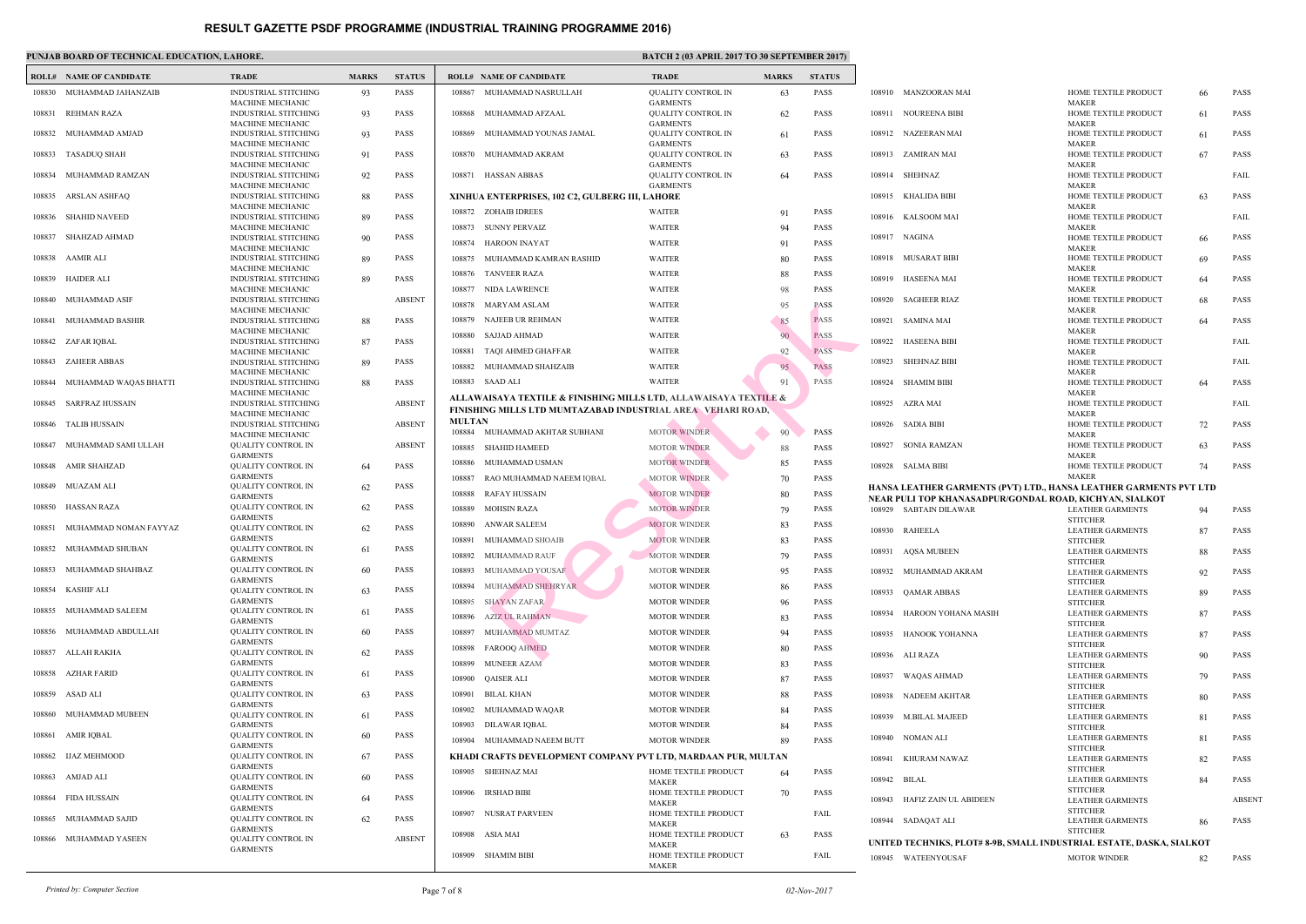# RESULT GAZETTE PSDF PROGRAMME (INDUSTRIAL TRAINING PROGRAMME 2016)

**PUNJAB BOARD OF TECHNICAL EDUCATION, LAHORE.** **BATCH 2 (03 APRIL 2017 TO 30 SEPTEMBER 2017)**

| ROLL# | NAME OF CANDIDATE | TRADE | MARKS | STATUS |
|---|---|---|---|---|
| 108830 | MUHAMMAD JAHANZAIB | INDUSTRIAL STITCHING MACHINE MECHANIC | 93 | PASS |
| 108831 | REHMAN RAZA | INDUSTRIAL STITCHING MACHINE MECHANIC | 93 | PASS |
| 108832 | MUHAMMAD AMJAD | INDUSTRIAL STITCHING MACHINE MECHANIC | 93 | PASS |
| 108833 | TASADUQ SHAH | INDUSTRIAL STITCHING MACHINE MECHANIC | 91 | PASS |
| 108834 | MUHAMMAD RAMZAN | INDUSTRIAL STITCHING MACHINE MECHANIC | 92 | PASS |
| 108835 | ARSLAN ASHFAQ | INDUSTRIAL STITCHING MACHINE MECHANIC | 88 | PASS |
| 108836 | SHAHID NAVEED | INDUSTRIAL STITCHING MACHINE MECHANIC | 89 | PASS |
| 108837 | SHAHZAD AHMAD | INDUSTRIAL STITCHING MACHINE MECHANIC | 90 | PASS |
| 108838 | AAMIR ALI | INDUSTRIAL STITCHING MACHINE MECHANIC | 89 | PASS |
| 108839 | HAIDER ALI | INDUSTRIAL STITCHING MACHINE MECHANIC | 89 | PASS |
| 108840 | MUHAMMAD ASIF | INDUSTRIAL STITCHING MACHINE MECHANIC | | ABSENT |
| 108841 | MUHAMMAD BASHIR | INDUSTRIAL STITCHING MACHINE MECHANIC | 88 | PASS |
| 108842 | ZAFAR IQBAL | INDUSTRIAL STITCHING MACHINE MECHANIC | 87 | PASS |
| 108843 | ZAHEER ABBAS | INDUSTRIAL STITCHING MACHINE MECHANIC | 89 | PASS |
| 108844 | MUHAMMAD WAQAS BHATTI | INDUSTRIAL STITCHING MACHINE MECHANIC | 88 | PASS |
| 108845 | SARFRAZ HUSSAIN | INDUSTRIAL STITCHING MACHINE MECHANIC | | ABSENT |
| 108846 | TALIB HUSSAIN | INDUSTRIAL STITCHING MACHINE MECHANIC | | ABSENT |
| 108847 | MUHAMMAD SAMI ULLAH | QUALITY CONTROL IN GARMENTS | | ABSENT |
| 108848 | AMIR SHAHZAD | QUALITY CONTROL IN GARMENTS | 64 | PASS |
| 108849 | MUAZAM ALI | QUALITY CONTROL IN GARMENTS | 62 | PASS |
| 108850 | HASSAN RAZA | QUALITY CONTROL IN GARMENTS | 62 | PASS |
| 108851 | MUHAMMAD NOMAN FAYYAZ | QUALITY CONTROL IN GARMENTS | 62 | PASS |
| 108852 | MUHAMMAD SHUBAN | QUALITY CONTROL IN GARMENTS | 61 | PASS |
| 108853 | MUHAMMAD SHAHBAZ | QUALITY CONTROL IN GARMENTS | 60 | PASS |
| 108854 | KASHIF ALI | QUALITY CONTROL IN GARMENTS | 63 | PASS |
| 108855 | MUHAMMAD SALEEM | QUALITY CONTROL IN GARMENTS | 61 | PASS |
| 108856 | MUHAMMAD ABDULLAH | QUALITY CONTROL IN GARMENTS | 60 | PASS |
| 108857 | ALLAH RAKHA | QUALITY CONTROL IN GARMENTS | 62 | PASS |
| 108858 | AZHAR FARID | QUALITY CONTROL IN GARMENTS | 61 | PASS |
| 108859 | ASAD ALI | QUALITY CONTROL IN GARMENTS | 63 | PASS |
| 108860 | MUHAMMAD MUBEEN | QUALITY CONTROL IN GARMENTS | 61 | PASS |
| 108861 | AMIR IQBAL | QUALITY CONTROL IN GARMENTS | 60 | PASS |
| 108862 | IJAZ MEHMOOD | QUALITY CONTROL IN GARMENTS | 67 | PASS |
| 108863 | AMJAD ALI | QUALITY CONTROL IN GARMENTS | 60 | PASS |
| 108864 | FIDA HUSSAIN | QUALITY CONTROL IN GARMENTS | 64 | PASS |
| 108865 | MUHAMMAD SAJID | QUALITY CONTROL IN GARMENTS | 62 | PASS |
| 108866 | MUHAMMAD YASEEN | QUALITY CONTROL IN GARMENTS | | ABSENT |
| 108867 | MUHAMMAD NASRULLAH | QUALITY CONTROL IN GARMENTS | 63 | PASS |
| 108868 | MUHAMMAD AFZAAL | QUALITY CONTROL IN GARMENTS | 62 | PASS |
| 108869 | MUHAMMAD YOUNAS JAMAL | QUALITY CONTROL IN GARMENTS | 61 | PASS |
| 108870 | MUHAMMAD AKRAM | QUALITY CONTROL IN GARMENTS | 63 | PASS |
| 108871 | HASSAN ABBAS | QUALITY CONTROL IN GARMENTS | 64 | PASS |

**XINHUA ENTERPRISES, 102 C2, GULBERG III, LAHORE**

| ROLL# | NAME OF CANDIDATE | TRADE | MARKS | STATUS |
|---|---|---|---|---|
| 108872 | ZOHAIB IDREES | WAITER | 91 | PASS |
| 108873 | SUNNY PERVAIZ | WAITER | 94 | PASS |
| 108874 | HAROON INAYAT | WAITER | 91 | PASS |
| 108875 | MUHAMMAD KAMRAN RASHID | WAITER | 80 | PASS |
| 108876 | TANVEER RAZA | WAITER | 88 | PASS |
| 108877 | NIDA LAWRENCE | WAITER | 98 | PASS |
| 108878 | MARYAM ASLAM | WAITER | 95 | PASS |
| 108879 | NAJEEB UR REHMAN | WAITER | 85 | PASS |
| 108880 | SAJJAD AHMAD | WAITER | 90 | PASS |
| 108881 | TAQI AHMED GHAFFAR | WAITER | 92 | PASS |
| 108882 | MUHAMMAD SHAHZAIB | WAITER | 95 | PASS |
| 108883 | SAAD ALI | WAITER | 91 | PASS |

**ALLAWAISAYA TEXTILE & FINISHING MILLS LTD, ALLAWAISAYA TEXTILE & FINISHING MILLS LTD MUMTAZABAD INDUSTRIAL AREA VEHARI ROAD, MULTAN**

| ROLL# | NAME OF CANDIDATE | TRADE | MARKS | STATUS |
|---|---|---|---|---|
| 108884 | MUHAMMAD AKHTAR SUBHANI | MOTOR WINDER | 90 | PASS |
| 108885 | SHAHID HAMEED | MOTOR WINDER | 88 | PASS |
| 108886 | MUHAMMAD USMAN | MOTOR WINDER | 85 | PASS |
| 108887 | RAO MUHAMMAD NAEEM IQBAL | MOTOR WINDER | 70 | PASS |
| 108888 | RAFAY HUSSAIN | MOTOR WINDER | 80 | PASS |
| 108889 | MOHSIN RAZA | MOTOR WINDER | 79 | PASS |
| 108890 | ANWAR SALEEM | MOTOR WINDER | 83 | PASS |
| 108891 | MUHAMMAD SHOAIB | MOTOR WINDER | 83 | PASS |
| 108892 | MUHAMMAD RAUF | MOTOR WINDER | 79 | PASS |
| 108893 | MUHAMMAD YOUSAF | MOTOR WINDER | 95 | PASS |
| 108894 | MUHAMMAD SHEHRYAR | MOTOR WINDER | 86 | PASS |
| 108895 | SHAYAN ZAFAR | MOTOR WINDER | 96 | PASS |
| 108896 | AZIZ UL RAHMAN | MOTOR WINDER | 83 | PASS |
| 108897 | MUHAMMAD MUMTAZ | MOTOR WINDER | 94 | PASS |
| 108898 | FAROOQ AHMED | MOTOR WINDER | 80 | PASS |
| 108899 | MUNEER AZAM | MOTOR WINDER | 83 | PASS |
| 108900 | QAISER ALI | MOTOR WINDER | 87 | PASS |
| 108901 | BILAL KHAN | MOTOR WINDER | 88 | PASS |
| 108902 | MUHAMMAD WAQAR | MOTOR WINDER | 84 | PASS |
| 108903 | DILAWAR IQBAL | MOTOR WINDER | 84 | PASS |
| 108904 | MUHAMMAD NAEEM BUTT | MOTOR WINDER | 89 | PASS |

**KHADI CRAFTS DEVELOPMENT COMPANY PVT LTD, MARDAAN PUR, MULTAN**

| ROLL# | NAME OF CANDIDATE | TRADE | MARKS | STATUS |
|---|---|---|---|---|
| 108905 | SHEHNAZ MAI | HOME TEXTILE PRODUCT MAKER | 64 | PASS |
| 108906 | IRSHAD BIBI | HOME TEXTILE PRODUCT MAKER | 70 | PASS |
| 108907 | NUSRAT PARVEEN | HOME TEXTILE PRODUCT MAKER | | FAIL |
| 108908 | ASIA MAI | HOME TEXTILE PRODUCT MAKER | 63 | PASS |
| 108909 | SHAMIM BIBI | HOME TEXTILE PRODUCT MAKER | | FAIL |
| 108910 | MANZOORAN MAI | HOME TEXTILE PRODUCT MAKER | 66 | PASS |
| 108911 | NOUREENA BIBI | HOME TEXTILE PRODUCT MAKER | 61 | PASS |
| 108912 | NAZEERAN MAI | HOME TEXTILE PRODUCT MAKER | 61 | PASS |
| 108913 | ZAMIRAN MAI | HOME TEXTILE PRODUCT MAKER | 67 | PASS |
| 108914 | SHEHNAZ | HOME TEXTILE PRODUCT MAKER | | FAIL |
| 108915 | KHALIDA BIBI | HOME TEXTILE PRODUCT MAKER | 63 | PASS |
| 108916 | KALSOOM MAI | HOME TEXTILE PRODUCT MAKER | | FAIL |
| 108917 | NAGINA | HOME TEXTILE PRODUCT MAKER | 66 | PASS |
| 108918 | MUSARAT BIBI | HOME TEXTILE PRODUCT MAKER | 69 | PASS |
| 108919 | HASEENA MAI | HOME TEXTILE PRODUCT MAKER | 64 | PASS |
| 108920 | SAGHEER RIAZ | HOME TEXTILE PRODUCT MAKER | 68 | PASS |
| 108921 | SAMINA MAI | HOME TEXTILE PRODUCT MAKER | 64 | PASS |
| 108922 | HASEENA BIBI | HOME TEXTILE PRODUCT MAKER | | FAIL |
| 108923 | SHEHNAZ BIBI | HOME TEXTILE PRODUCT MAKER | | FAIL |
| 108924 | SHAMIM BIBI | HOME TEXTILE PRODUCT MAKER | 64 | PASS |
| 108925 | AZRA MAI | HOME TEXTILE PRODUCT MAKER | | FAIL |
| 108926 | SADIA BIBI | HOME TEXTILE PRODUCT MAKER | 72 | PASS |
| 108927 | SONIA RAMZAN | HOME TEXTILE PRODUCT MAKER | 63 | PASS |
| 108928 | SALMA BIBI | HOME TEXTILE PRODUCT MAKER | 74 | PASS |

**HANSA LEATHER GARMENTS (PVT) LTD., HANSA LEATHER GARMENTS PVT LTD NEAR PULI TOP KHANASADPUR/GONDAL ROAD, KICHYAN, SIALKOT**

| ROLL# | NAME OF CANDIDATE | TRADE | MARKS | STATUS |
|---|---|---|---|---|
| 108929 | SABTAIN DILAWAR | LEATHER GARMENTS STITCHER | 94 | PASS |
| 108930 | RAHEELA | LEATHER GARMENTS STITCHER | 87 | PASS |
| 108931 | AQSA MUBEEN | LEATHER GARMENTS STITCHER | 88 | PASS |
| 108932 | MUHAMMAD AKRAM | LEATHER GARMENTS STITCHER | 92 | PASS |
| 108933 | QAMAR ABBAS | LEATHER GARMENTS STITCHER | 89 | PASS |
| 108934 | HAROON YOHANA MASIH | LEATHER GARMENTS STITCHER | 87 | PASS |
| 108935 | HANOOK YOHANNA | LEATHER GARMENTS STITCHER | 87 | PASS |
| 108936 | ALI RAZA | LEATHER GARMENTS STITCHER | 90 | PASS |
| 108937 | WAQAS AHMAD | LEATHER GARMENTS STITCHER | 79 | PASS |
| 108938 | NADEEM AKHTAR | LEATHER GARMENTS STITCHER | 80 | PASS |
| 108939 | M.BILAL MAJEED | LEATHER GARMENTS STITCHER | 81 | PASS |
| 108940 | NOMAN ALI | LEATHER GARMENTS STITCHER | 81 | PASS |
| 108941 | KHURAM NAWAZ | LEATHER GARMENTS STITCHER | 82 | PASS |
| 108942 | BILAL | LEATHER GARMENTS STITCHER | 84 | PASS |
| 108943 | HAFIZ ZAIN UL ABIDEEN | LEATHER GARMENTS STITCHER | | ABSENT |
| 108944 | SADAQAT ALI | LEATHER GARMENTS STITCHER | 86 | PASS |

**UNITED TECHNIKS, PLOT# 8-9B, SMALL INDUSTRIAL ESTATE, DASKA, SIALKOT**

| ROLL# | NAME OF CANDIDATE | TRADE | MARKS | STATUS |
|---|---|---|---|---|
| 108945 | WATEENYOUSAF | MOTOR WINDER | 82 | PASS |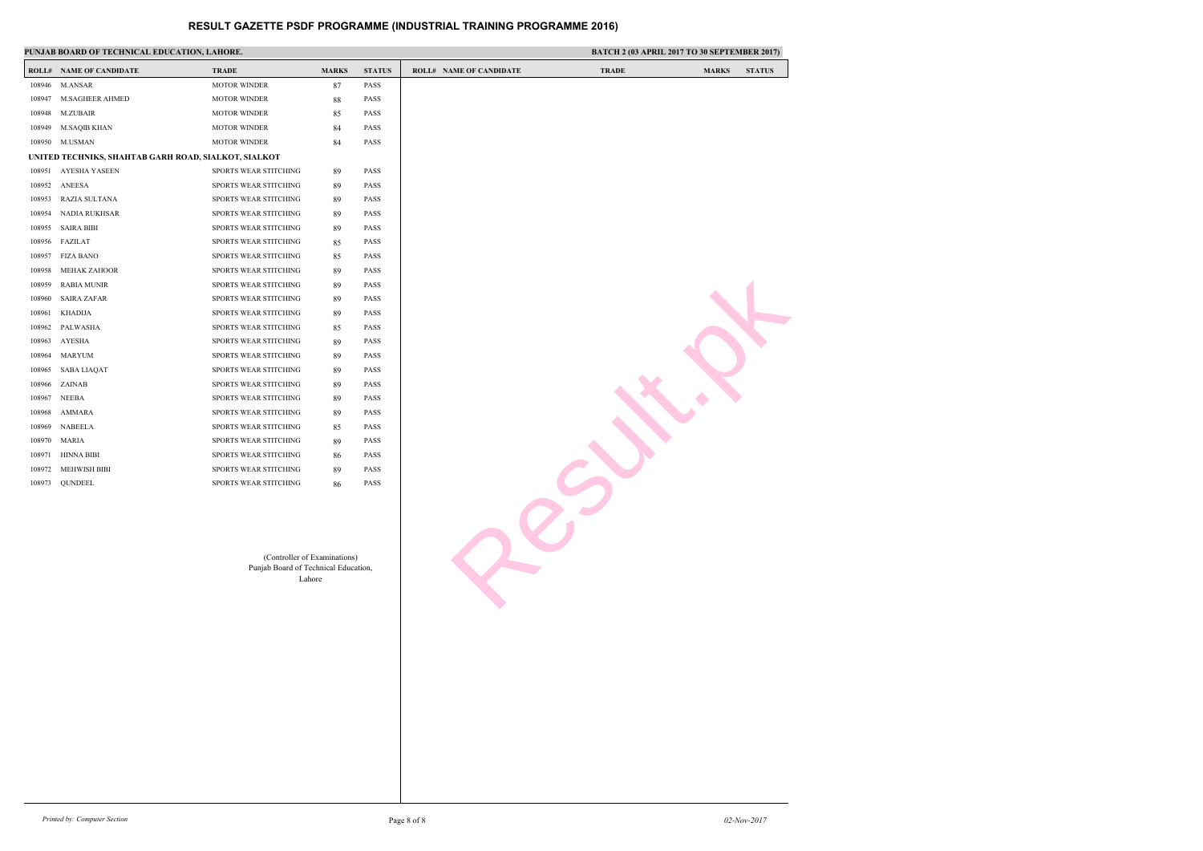# RESULT GAZETTE PSDF PROGRAMME (INDUSTRIAL TRAINING PROGRAMME 2016)

**PUNJAB BOARD OF TECHNICAL EDUCATION, LAHORE.** **BATCH 2 (03 APRIL 2017 TO 30 SEPTEMBER 2017)**

| ROLL# | NAME OF CANDIDATE | TRADE | MARKS | STATUS |
|---|---|---|---|---|
| 108946 | M.ANSAR | MOTOR WINDER | 87 | PASS |
| 108947 | M.SAGHEER AHMED | MOTOR WINDER | 88 | PASS |
| 108948 | M.ZUBAIR | MOTOR WINDER | 85 | PASS |
| 108949 | M.SAQIB KHAN | MOTOR WINDER | 84 | PASS |
| 108950 | M.USMAN | MOTOR WINDER | 84 | PASS |
| **UNITED TECHNIKS, SHAHTAB GARH ROAD, SIALKOT, SIALKOT** | | | | |
| 108951 | AYESHA YASEEN | SPORTS WEAR STITCHING | 89 | PASS |
| 108952 | ANEESA | SPORTS WEAR STITCHING | 89 | PASS |
| 108953 | RAZIA SULTANA | SPORTS WEAR STITCHING | 89 | PASS |
| 108954 | NADIA RUKHSAR | SPORTS WEAR STITCHING | 89 | PASS |
| 108955 | SAIRA BIBI | SPORTS WEAR STITCHING | 89 | PASS |
| 108956 | FAZILAT | SPORTS WEAR STITCHING | 85 | PASS |
| 108957 | FIZA BANO | SPORTS WEAR STITCHING | 85 | PASS |
| 108958 | MEHAK ZAHOOR | SPORTS WEAR STITCHING | 89 | PASS |
| 108959 | RABIA MUNIR | SPORTS WEAR STITCHING | 89 | PASS |
| 108960 | SAIRA ZAFAR | SPORTS WEAR STITCHING | 89 | PASS |
| 108961 | KHADIJA | SPORTS WEAR STITCHING | 89 | PASS |
| 108962 | PALWASHA | SPORTS WEAR STITCHING | 85 | PASS |
| 108963 | AYESHA | SPORTS WEAR STITCHING | 89 | PASS |
| 108964 | MARYUM | SPORTS WEAR STITCHING | 89 | PASS |
| 108965 | SABA LIAQAT | SPORTS WEAR STITCHING | 89 | PASS |
| 108966 | ZAINAB | SPORTS WEAR STITCHING | 89 | PASS |
| 108967 | NEEBA | SPORTS WEAR STITCHING | 89 | PASS |
| 108968 | AMMARA | SPORTS WEAR STITCHING | 89 | PASS |
| 108969 | NABEELA | SPORTS WEAR STITCHING | 85 | PASS |
| 108970 | MARIA | SPORTS WEAR STITCHING | 89 | PASS |
| 108971 | HINNA BIBI | SPORTS WEAR STITCHING | 86 | PASS |
| 108972 | MEHWISH BIBI | SPORTS WEAR STITCHING | 89 | PASS |
| 108973 | QUNDEEL | SPORTS WEAR STITCHING | 86 | PASS |

(Controller of Examinations)
Punjab Board of Technical Education,
Lahore

*Printed by: Computer Section* *02-Nov-2017*